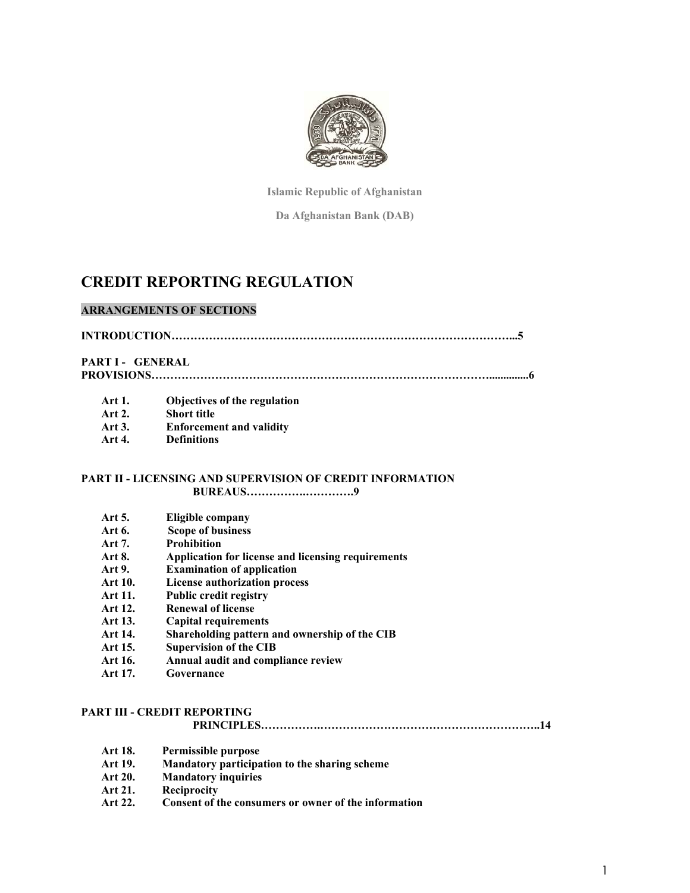Islamic Republic of Afghanistan

Da Afghanistan Bank (DAB)

# CREDIT REPORTING REGULATION

**ARRANGEMENTS OF SECTIONS**

**INTRODUCTION………………………………………………………………………………...5**

**PART I - GENERAL PROVISIONS……………………………………………………………………………….............6**

- **Art 1.** **Objectives of the regulation**
- **Art 2.** **Short title**
- **Art 3.** **Enforcement and validity**
- **Art 4.** **Definitions**

**PART II - LICENSING AND SUPERVISION OF CREDIT INFORMATION BUREAUS………….………….9**

- **Art 5.** **Eligible company**
- **Art 6.** **Scope of business**
- **Art 7.** **Prohibition**
- **Art 8.** **Application for license and licensing requirements**
- **Art 9.** **Examination of application**
- **Art 10.** **License authorization process**
- **Art 11.** **Public credit registry**
- **Art 12.** **Renewal of license**
- **Art 13.** **Capital requirements**
- **Art 14.** **Shareholding pattern and ownership of the CIB**
- **Art 15.** **Supervision of the CIB**
- **Art 16.** **Annual audit and compliance review**
- **Art 17.** **Governance**

**PART III - CREDIT REPORTING PRINCIPLES…………….………………………………………………..14**

- **Art 18.** **Permissible purpose**
- **Art 19.** **Mandatory participation to the sharing scheme**
- **Art 20.** **Mandatory inquiries**
- **Art 21.** **Reciprocity**
- **Art 22.** **Consent of the consumers or owner of the information**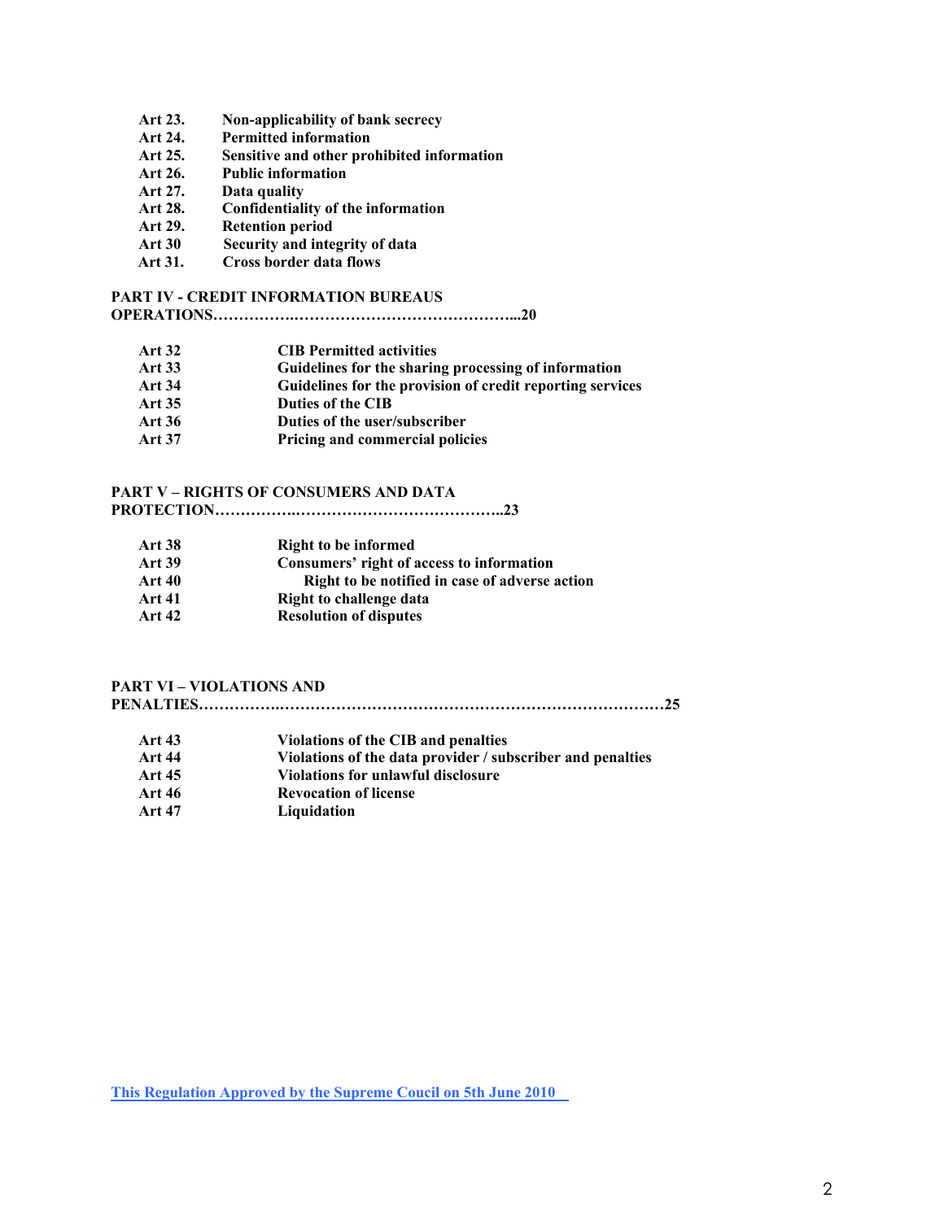**Art 23.** **Non-applicability of bank secrecy**
**Art 24.** **Permitted information**
**Art 25.** **Sensitive and other prohibited information**
**Art 26.** **Public information**
**Art 27.** **Data quality**
**Art 28.** **Confidentiality of the information**
**Art 29.** **Retention period**
**Art 30** **Security and integrity of data**
**Art 31.** **Cross border data flows**

**PART IV - CREDIT INFORMATION BUREAUS OPERATIONS………….……………………………………...20**

**Art 32** **CIB Permitted activities**
**Art 33** **Guidelines for the sharing processing of information**
**Art 34** **Guidelines for the provision of credit reporting services**
**Art 35** **Duties of the CIB**
**Art 36** **Duties of the user/subscriber**
**Art 37** **Pricing and commercial policies**

**PART V – RIGHTS OF CONSUMERS AND DATA PROTECTION…………….…………………………………..23**

**Art 38** **Right to be informed**
**Art 39** **Consumers' right of access to information**
**Art 40** **Right to be notified in case of adverse action**
**Art 41** **Right to challenge data**
**Art 42** **Resolution of disputes**

**PART VI – VIOLATIONS AND PENALTIES…………….……………………………………………………………25**

**Art 43** **Violations of the CIB and penalties**
**Art 44** **Violations of the data provider / subscriber and penalties**
**Art 45** **Violations for unlawful disclosure**
**Art 46** **Revocation of license**
**Art 47** **Liquidation**

**This Regulation Approved by the Supreme Coucil on 5th June 2010**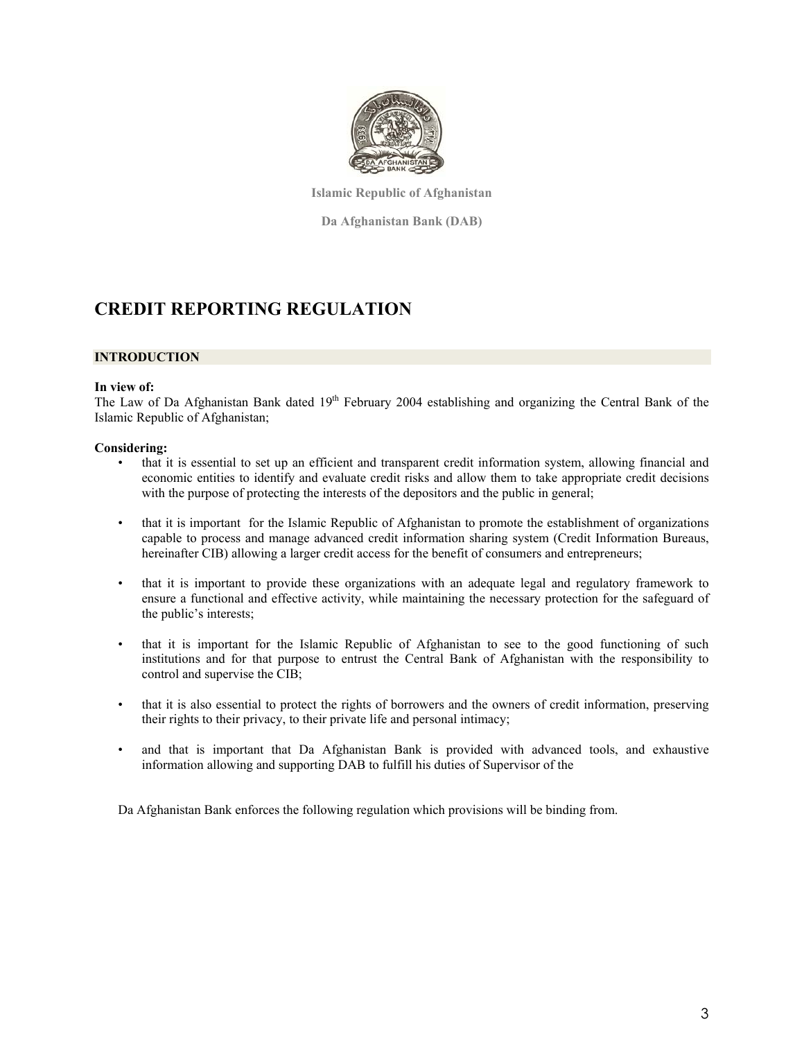**Islamic Republic of Afghanistan**

**Da Afghanistan Bank (DAB)**

# CREDIT REPORTING REGULATION

## INTRODUCTION

**In view of:**
The Law of Da Afghanistan Bank dated 19th February 2004 establishing and organizing the Central Bank of the Islamic Republic of Afghanistan;

**Considering:**

- that it is essential to set up an efficient and transparent credit information system, allowing financial and economic entities to identify and evaluate credit risks and allow them to take appropriate credit decisions with the purpose of protecting the interests of the depositors and the public in general;
- that it is important for the Islamic Republic of Afghanistan to promote the establishment of organizations capable to process and manage advanced credit information sharing system (Credit Information Bureaus, hereinafter CIB) allowing a larger credit access for the benefit of consumers and entrepreneurs;
- that it is important to provide these organizations with an adequate legal and regulatory framework to ensure a functional and effective activity, while maintaining the necessary protection for the safeguard of the public's interests;
- that it is important for the Islamic Republic of Afghanistan to see to the good functioning of such institutions and for that purpose to entrust the Central Bank of Afghanistan with the responsibility to control and supervise the CIB;
- that it is also essential to protect the rights of borrowers and the owners of credit information, preserving their rights to their privacy, to their private life and personal intimacy;
- and that is important that Da Afghanistan Bank is provided with advanced tools, and exhaustive information allowing and supporting DAB to fulfill his duties of Supervisor of the

Da Afghanistan Bank enforces the following regulation which provisions will be binding from.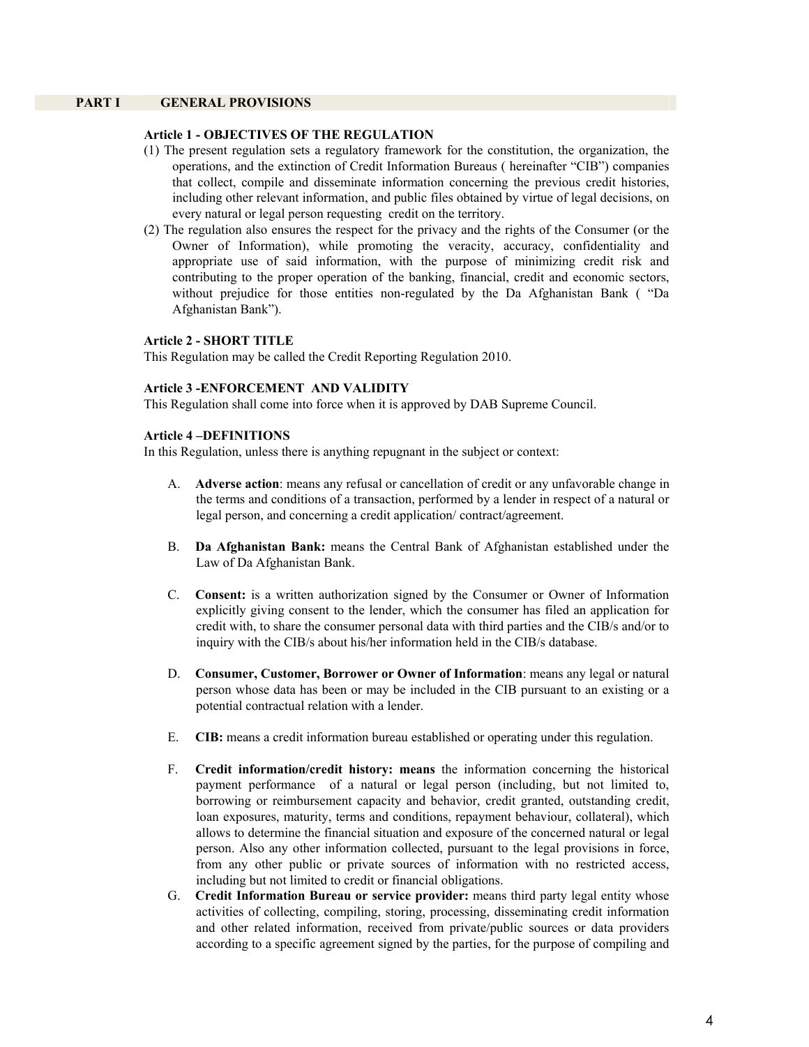## PART I GENERAL PROVISIONS

### Article 1 - OBJECTIVES OF THE REGULATION

(1) The present regulation sets a regulatory framework for the constitution, the organization, the operations, and the extinction of Credit Information Bureaus ( hereinafter "CIB") companies that collect, compile and disseminate information concerning the previous credit histories, including other relevant information, and public files obtained by virtue of legal decisions, on every natural or legal person requesting credit on the territory.

(2) The regulation also ensures the respect for the privacy and the rights of the Consumer (or the Owner of Information), while promoting the veracity, accuracy, confidentiality and appropriate use of said information, with the purpose of minimizing credit risk and contributing to the proper operation of the banking, financial, credit and economic sectors, without prejudice for those entities non-regulated by the Da Afghanistan Bank ( "Da Afghanistan Bank").

### Article 2 - SHORT TITLE

This Regulation may be called the Credit Reporting Regulation 2010.

### Article 3 -ENFORCEMENT AND VALIDITY

This Regulation shall come into force when it is approved by DAB Supreme Council.

### Article 4 –DEFINITIONS

In this Regulation, unless there is anything repugnant in the subject or context:

A. **Adverse action**: means any refusal or cancellation of credit or any unfavorable change in the terms and conditions of a transaction, performed by a lender in respect of a natural or legal person, and concerning a credit application/ contract/agreement.

B. **Da Afghanistan Bank:** means the Central Bank of Afghanistan established under the Law of Da Afghanistan Bank.

C. **Consent:** is a written authorization signed by the Consumer or Owner of Information explicitly giving consent to the lender, which the consumer has filed an application for credit with, to share the consumer personal data with third parties and the CIB/s and/or to inquiry with the CIB/s about his/her information held in the CIB/s database.

D. **Consumer, Customer, Borrower or Owner of Information**: means any legal or natural person whose data has been or may be included in the CIB pursuant to an existing or a potential contractual relation with a lender.

E. **CIB:** means a credit information bureau established or operating under this regulation.

F. **Credit information/credit history: means** the information concerning the historical payment performance of a natural or legal person (including, but not limited to, borrowing or reimbursement capacity and behavior, credit granted, outstanding credit, loan exposures, maturity, terms and conditions, repayment behaviour, collateral), which allows to determine the financial situation and exposure of the concerned natural or legal person. Also any other information collected, pursuant to the legal provisions in force, from any other public or private sources of information with no restricted access, including but not limited to credit or financial obligations.

G. **Credit Information Bureau or service provider:** means third party legal entity whose activities of collecting, compiling, storing, processing, disseminating credit information and other related information, received from private/public sources or data providers according to a specific agreement signed by the parties, for the purpose of compiling and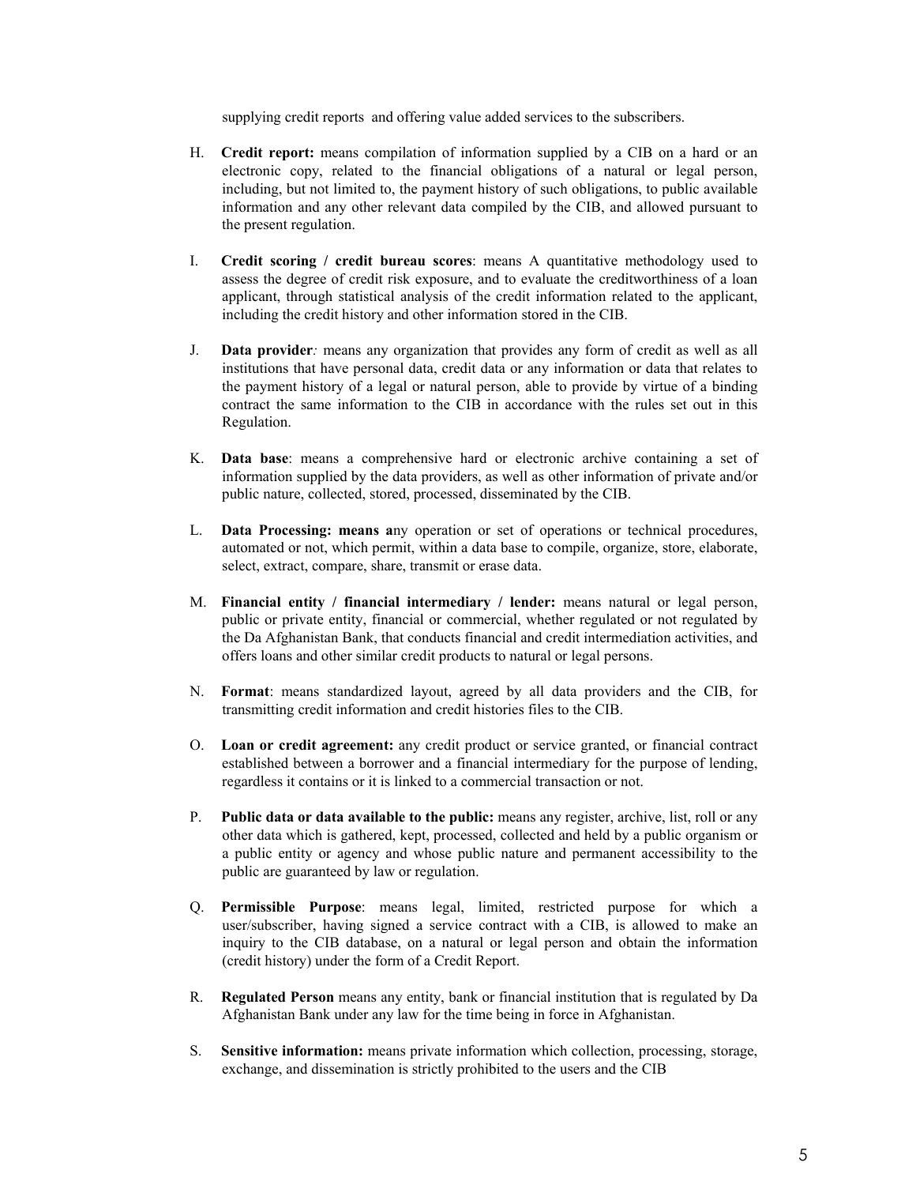supplying credit reports and offering value added services to the subscribers.

H. **Credit report:** means compilation of information supplied by a CIB on a hard or an electronic copy, related to the financial obligations of a natural or legal person, including, but not limited to, the payment history of such obligations, to public available information and any other relevant data compiled by the CIB, and allowed pursuant to the present regulation.

I. **Credit scoring / credit bureau scores**: means A quantitative methodology used to assess the degree of credit risk exposure, and to evaluate the creditworthiness of a loan applicant, through statistical analysis of the credit information related to the applicant, including the credit history and other information stored in the CIB.

J. **Data provider***:* means any organization that provides any form of credit as well as all institutions that have personal data, credit data or any information or data that relates to the payment history of a legal or natural person, able to provide by virtue of a binding contract the same information to the CIB in accordance with the rules set out in this Regulation.

K. **Data base**: means a comprehensive hard or electronic archive containing a set of information supplied by the data providers, as well as other information of private and/or public nature, collected, stored, processed, disseminated by the CIB.

L. **Data Processing: means a**ny operation or set of operations or technical procedures, automated or not, which permit, within a data base to compile, organize, store, elaborate, select, extract, compare, share, transmit or erase data.

M. **Financial entity / financial intermediary / lender:** means natural or legal person, public or private entity, financial or commercial, whether regulated or not regulated by the Da Afghanistan Bank, that conducts financial and credit intermediation activities, and offers loans and other similar credit products to natural or legal persons.

N. **Format**: means standardized layout, agreed by all data providers and the CIB, for transmitting credit information and credit histories files to the CIB.

O. **Loan or credit agreement:** any credit product or service granted, or financial contract established between a borrower and a financial intermediary for the purpose of lending, regardless it contains or it is linked to a commercial transaction or not.

P. **Public data or data available to the public:** means any register, archive, list, roll or any other data which is gathered, kept, processed, collected and held by a public organism or a public entity or agency and whose public nature and permanent accessibility to the public are guaranteed by law or regulation.

Q. **Permissible Purpose**: means legal, limited, restricted purpose for which a user/subscriber, having signed a service contract with a CIB, is allowed to make an inquiry to the CIB database, on a natural or legal person and obtain the information (credit history) under the form of a Credit Report.

R. **Regulated Person** means any entity, bank or financial institution that is regulated by Da Afghanistan Bank under any law for the time being in force in Afghanistan.

S. **Sensitive information:** means private information which collection, processing, storage, exchange, and dissemination is strictly prohibited to the users and the CIB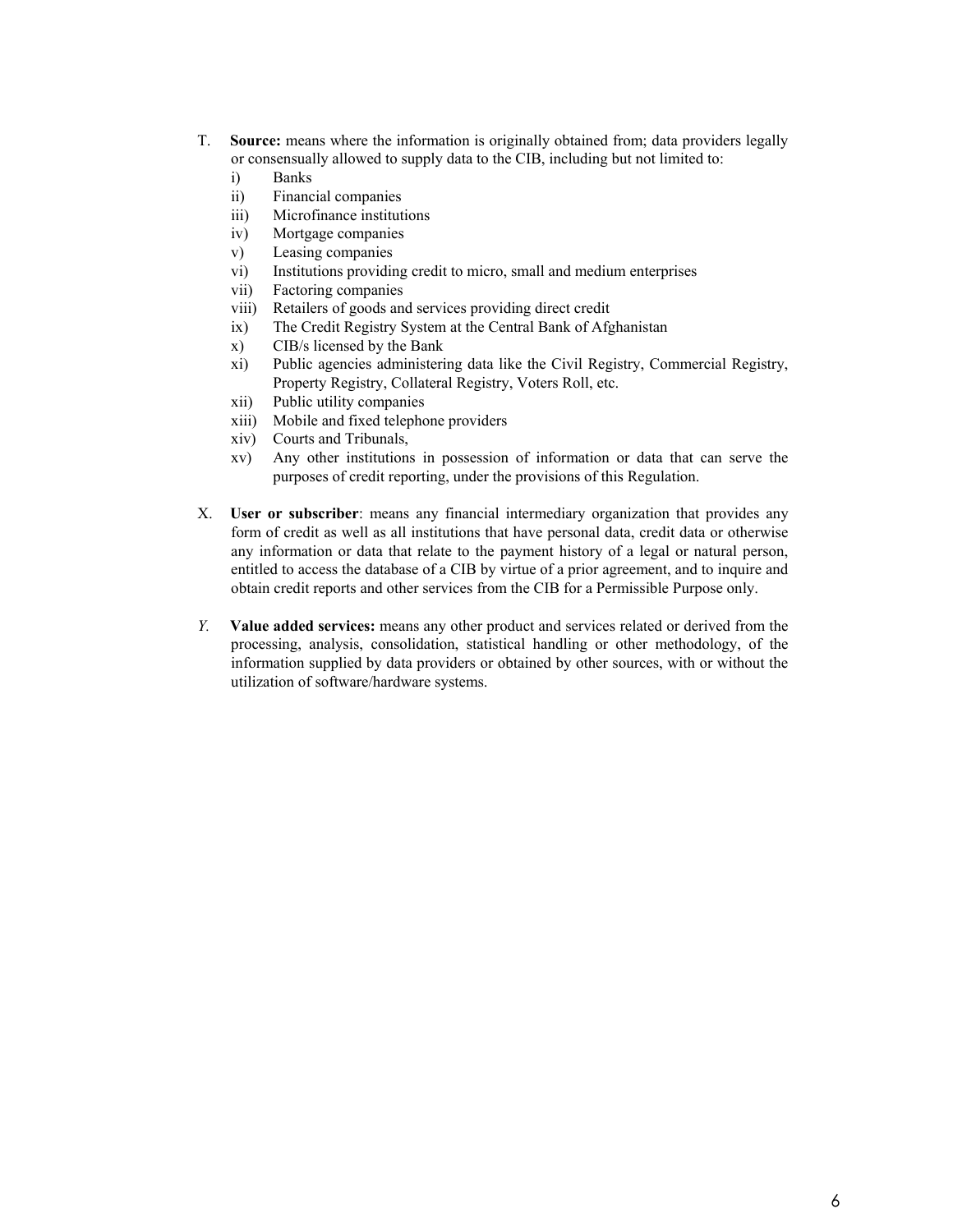T. **Source:** means where the information is originally obtained from; data providers legally or consensually allowed to supply data to the CIB, including but not limited to:

   i) Banks
   ii) Financial companies
   iii) Microfinance institutions
   iv) Mortgage companies
   v) Leasing companies
   vi) Institutions providing credit to micro, small and medium enterprises
   vii) Factoring companies
   viii) Retailers of goods and services providing direct credit
   ix) The Credit Registry System at the Central Bank of Afghanistan
   x) CIB/s licensed by the Bank
   xi) Public agencies administering data like the Civil Registry, Commercial Registry, Property Registry, Collateral Registry, Voters Roll, etc.
   xii) Public utility companies
   xiii) Mobile and fixed telephone providers
   xiv) Courts and Tribunals,
   xv) Any other institutions in possession of information or data that can serve the purposes of credit reporting, under the provisions of this Regulation.

X. **User or subscriber**: means any financial intermediary organization that provides any form of credit as well as all institutions that have personal data, credit data or otherwise any information or data that relate to the payment history of a legal or natural person, entitled to access the database of a CIB by virtue of a prior agreement, and to inquire and obtain credit reports and other services from the CIB for a Permissible Purpose only.

*Y.* **Value added services:** means any other product and services related or derived from the processing, analysis, consolidation, statistical handling or other methodology, of the information supplied by data providers or obtained by other sources, with or without the utilization of software/hardware systems.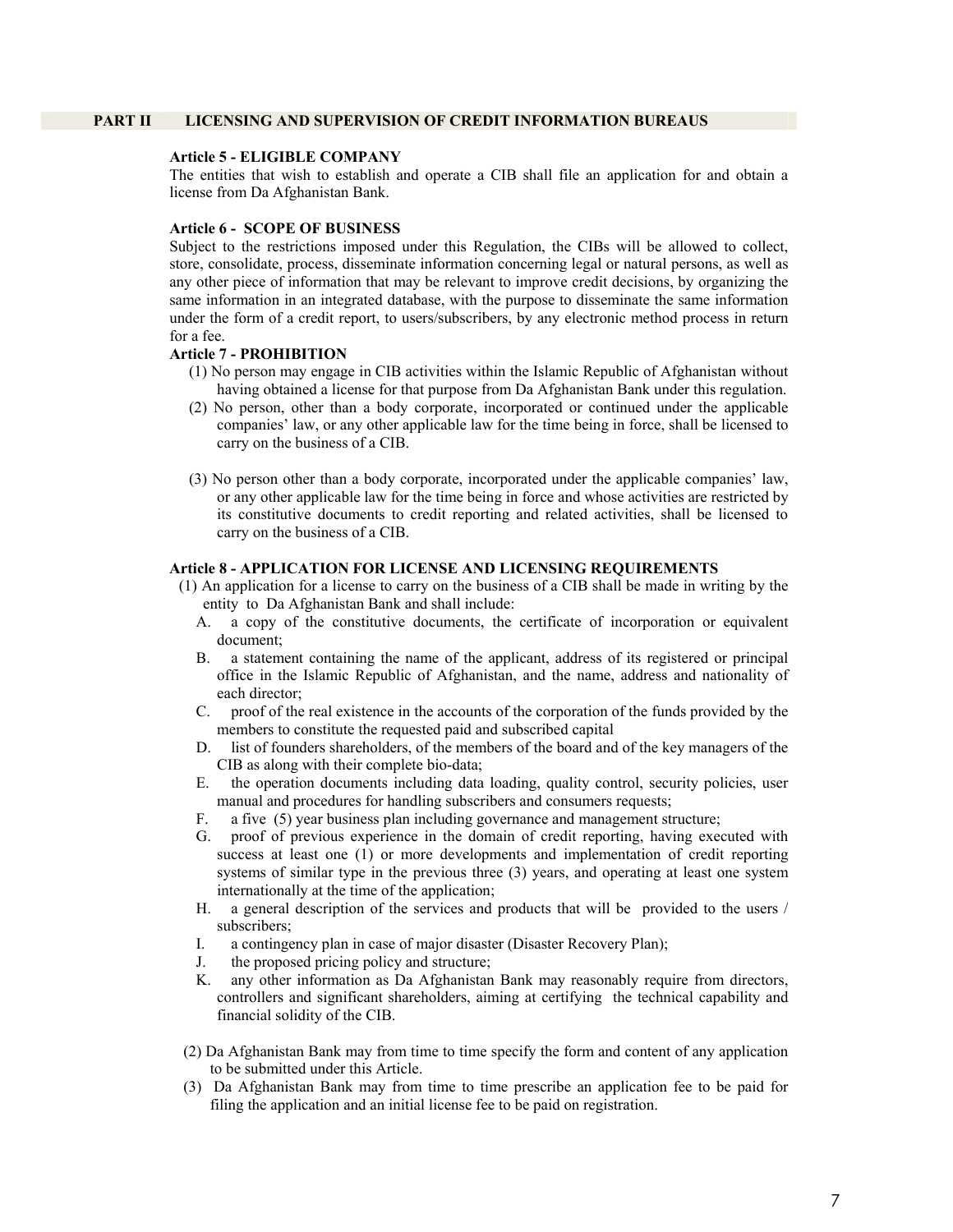## PART II LICENSING AND SUPERVISION OF CREDIT INFORMATION BUREAUS

### Article 5 - ELIGIBLE COMPANY

The entities that wish to establish and operate a CIB shall file an application for and obtain a license from Da Afghanistan Bank.

### Article 6 - SCOPE OF BUSINESS

Subject to the restrictions imposed under this Regulation, the CIBs will be allowed to collect, store, consolidate, process, disseminate information concerning legal or natural persons, as well as any other piece of information that may be relevant to improve credit decisions, by organizing the same information in an integrated database, with the purpose to disseminate the same information under the form of a credit report, to users/subscribers, by any electronic method process in return for a fee.

### Article 7 - PROHIBITION

(1) No person may engage in CIB activities within the Islamic Republic of Afghanistan without having obtained a license for that purpose from Da Afghanistan Bank under this regulation.

(2) No person, other than a body corporate, incorporated or continued under the applicable companies' law, or any other applicable law for the time being in force, shall be licensed to carry on the business of a CIB.

(3) No person other than a body corporate, incorporated under the applicable companies' law, or any other applicable law for the time being in force and whose activities are restricted by its constitutive documents to credit reporting and related activities, shall be licensed to carry on the business of a CIB.

### Article 8 - APPLICATION FOR LICENSE AND LICENSING REQUIREMENTS

(1) An application for a license to carry on the business of a CIB shall be made in writing by the entity to Da Afghanistan Bank and shall include:

A. a copy of the constitutive documents, the certificate of incorporation or equivalent document;

B. a statement containing the name of the applicant, address of its registered or principal office in the Islamic Republic of Afghanistan, and the name, address and nationality of each director;

C. proof of the real existence in the accounts of the corporation of the funds provided by the members to constitute the requested paid and subscribed capital

D. list of founders shareholders, of the members of the board and of the key managers of the CIB as along with their complete bio-data;

E. the operation documents including data loading, quality control, security policies, user manual and procedures for handling subscribers and consumers requests;

F. a five (5) year business plan including governance and management structure;

G. proof of previous experience in the domain of credit reporting, having executed with success at least one (1) or more developments and implementation of credit reporting systems of similar type in the previous three (3) years, and operating at least one system internationally at the time of the application;

H. a general description of the services and products that will be provided to the users / subscribers;

I. a contingency plan in case of major disaster (Disaster Recovery Plan);

J. the proposed pricing policy and structure;

K. any other information as Da Afghanistan Bank may reasonably require from directors, controllers and significant shareholders, aiming at certifying the technical capability and financial solidity of the CIB.

(2) Da Afghanistan Bank may from time to time specify the form and content of any application to be submitted under this Article.

(3) Da Afghanistan Bank may from time to time prescribe an application fee to be paid for filing the application and an initial license fee to be paid on registration.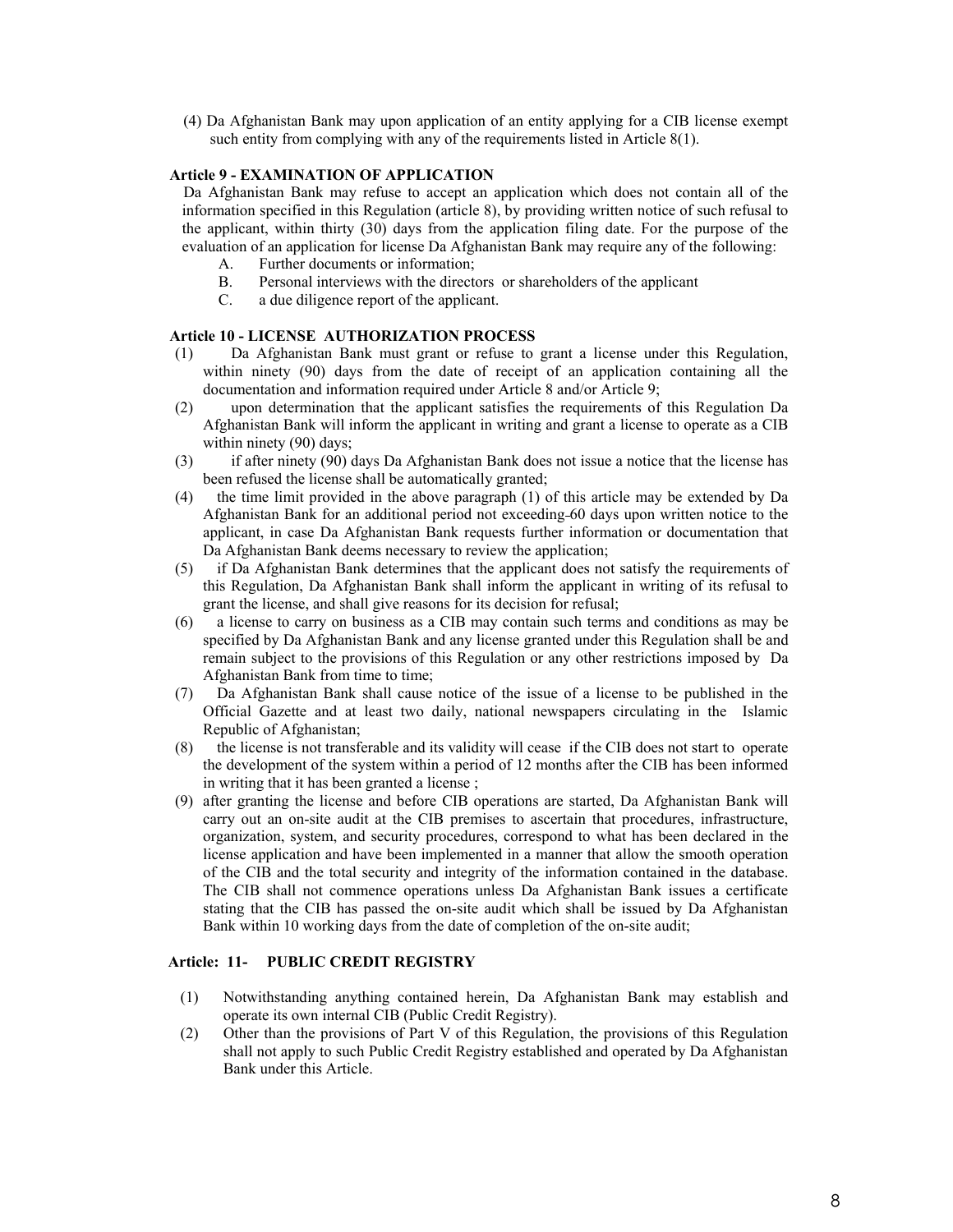(4) Da Afghanistan Bank may upon application of an entity applying for a CIB license exempt such entity from complying with any of the requirements listed in Article 8(1).

**Article 9 - EXAMINATION OF APPLICATION**

Da Afghanistan Bank may refuse to accept an application which does not contain all of the information specified in this Regulation (article 8), by providing written notice of such refusal to the applicant, within thirty (30) days from the application filing date. For the purpose of the evaluation of an application for license Da Afghanistan Bank may require any of the following:

A. Further documents or information;
B. Personal interviews with the directors or shareholders of the applicant
C. a due diligence report of the applicant.

**Article 10 - LICENSE AUTHORIZATION PROCESS**

(1) Da Afghanistan Bank must grant or refuse to grant a license under this Regulation, within ninety (90) days from the date of receipt of an application containing all the documentation and information required under Article 8 and/or Article 9;

(2) upon determination that the applicant satisfies the requirements of this Regulation Da Afghanistan Bank will inform the applicant in writing and grant a license to operate as a CIB within ninety (90) days;

(3) if after ninety (90) days Da Afghanistan Bank does not issue a notice that the license has been refused the license shall be automatically granted;

(4) the time limit provided in the above paragraph (1) of this article may be extended by Da Afghanistan Bank for an additional period not exceeding 60 days upon written notice to the applicant, in case Da Afghanistan Bank requests further information or documentation that Da Afghanistan Bank deems necessary to review the application;

(5) if Da Afghanistan Bank determines that the applicant does not satisfy the requirements of this Regulation, Da Afghanistan Bank shall inform the applicant in writing of its refusal to grant the license, and shall give reasons for its decision for refusal;

(6) a license to carry on business as a CIB may contain such terms and conditions as may be specified by Da Afghanistan Bank and any license granted under this Regulation shall be and remain subject to the provisions of this Regulation or any other restrictions imposed by Da Afghanistan Bank from time to time;

(7) Da Afghanistan Bank shall cause notice of the issue of a license to be published in the Official Gazette and at least two daily, national newspapers circulating in the Islamic Republic of Afghanistan;

(8) the license is not transferable and its validity will cease if the CIB does not start to operate the development of the system within a period of 12 months after the CIB has been informed in writing that it has been granted a license ;

(9) after granting the license and before CIB operations are started, Da Afghanistan Bank will carry out an on-site audit at the CIB premises to ascertain that procedures, infrastructure, organization, system, and security procedures, correspond to what has been declared in the license application and have been implemented in a manner that allow the smooth operation of the CIB and the total security and integrity of the information contained in the database. The CIB shall not commence operations unless Da Afghanistan Bank issues a certificate stating that the CIB has passed the on-site audit which shall be issued by Da Afghanistan Bank within 10 working days from the date of completion of the on-site audit;

**Article: 11- PUBLIC CREDIT REGISTRY**

(1) Notwithstanding anything contained herein, Da Afghanistan Bank may establish and operate its own internal CIB (Public Credit Registry).

(2) Other than the provisions of Part V of this Regulation, the provisions of this Regulation shall not apply to such Public Credit Registry established and operated by Da Afghanistan Bank under this Article.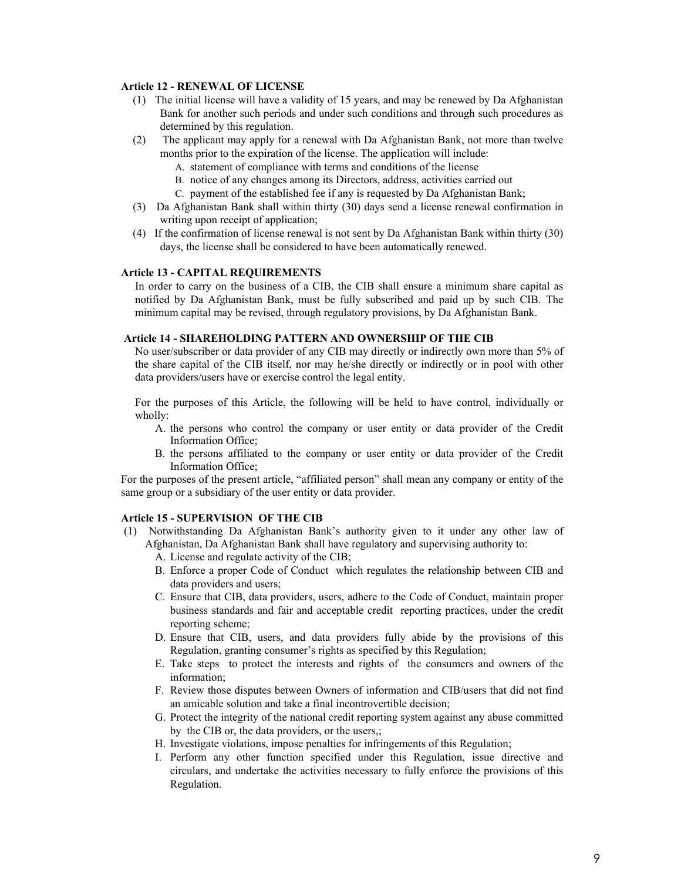**Article 12 - RENEWAL OF LICENSE**

(1) The initial license will have a validity of 15 years, and may be renewed by Da Afghanistan Bank for another such periods and under such conditions and through such procedures as determined by this regulation.

(2) The applicant may apply for a renewal with Da Afghanistan Bank, not more than twelve months prior to the expiration of the license. The application will include:

A. statement of compliance with terms and conditions of the license
B. notice of any changes among its Directors, address, activities carried out
C. payment of the established fee if any is requested by Da Afghanistan Bank;

(3) Da Afghanistan Bank shall within thirty (30) days send a license renewal confirmation in writing upon receipt of application;

(4) If the confirmation of license renewal is not sent by Da Afghanistan Bank within thirty (30) days, the license shall be considered to have been automatically renewed.

**Article 13 - CAPITAL REQUIREMENTS**

In order to carry on the business of a CIB, the CIB shall ensure a minimum share capital as notified by Da Afghanistan Bank, must be fully subscribed and paid up by such CIB. The minimum capital may be revised, through regulatory provisions, by Da Afghanistan Bank.

**Article 14 - SHAREHOLDING PATTERN AND OWNERSHIP OF THE CIB**

No user/subscriber or data provider of any CIB may directly or indirectly own more than 5% of the share capital of the CIB itself, nor may he/she directly or indirectly or in pool with other data providers/users have or exercise control the legal entity.

For the purposes of this Article, the following will be held to have control, individually or wholly:

A. the persons who control the company or user entity or data provider of the Credit Information Office;
B. the persons affiliated to the company or user entity or data provider of the Credit Information Office;

For the purposes of the present article, "affiliated person" shall mean any company or entity of the same group or a subsidiary of the user entity or data provider.

**Article 15 - SUPERVISION OF THE CIB**

(1) Notwithstanding Da Afghanistan Bank's authority given to it under any other law of Afghanistan, Da Afghanistan Bank shall have regulatory and supervising authority to:

A. License and regulate activity of the CIB;
B. Enforce a proper Code of Conduct which regulates the relationship between CIB and data providers and users;
C. Ensure that CIB, data providers, users, adhere to the Code of Conduct, maintain proper business standards and fair and acceptable credit reporting practices, under the credit reporting scheme;
D. Ensure that CIB, users, and data providers fully abide by the provisions of this Regulation, granting consumer's rights as specified by this Regulation;
E. Take steps to protect the interests and rights of the consumers and owners of the information;
F. Review those disputes between Owners of information and CIB/users that did not find an amicable solution and take a final incontrovertible decision;
G. Protect the integrity of the national credit reporting system against any abuse committed by the CIB or, the data providers, or the users,;
H. Investigate violations, impose penalties for infringements of this Regulation;
I. Perform any other function specified under this Regulation, issue directive and circulars, and undertake the activities necessary to fully enforce the provisions of this Regulation.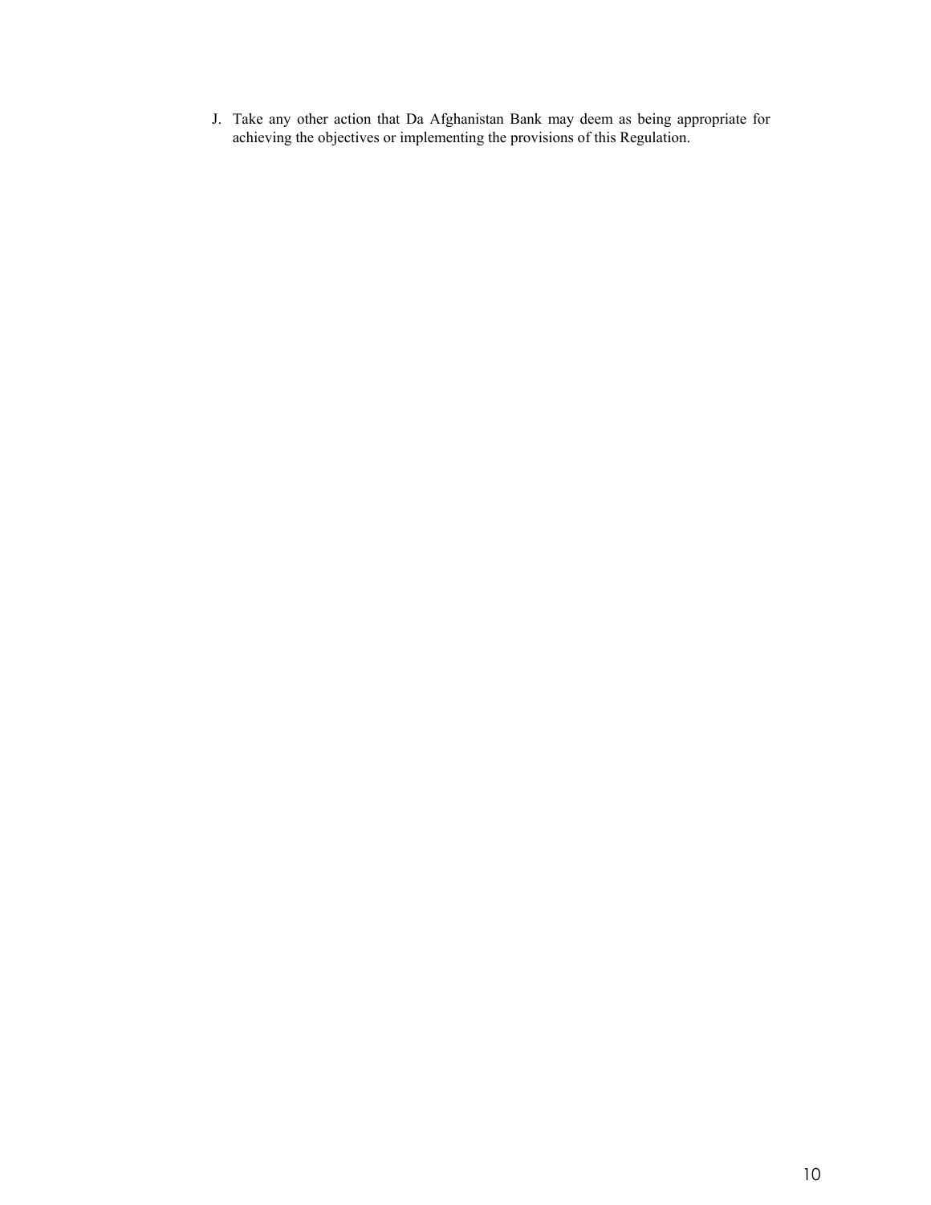J. Take any other action that Da Afghanistan Bank may deem as being appropriate for achieving the objectives or implementing the provisions of this Regulation.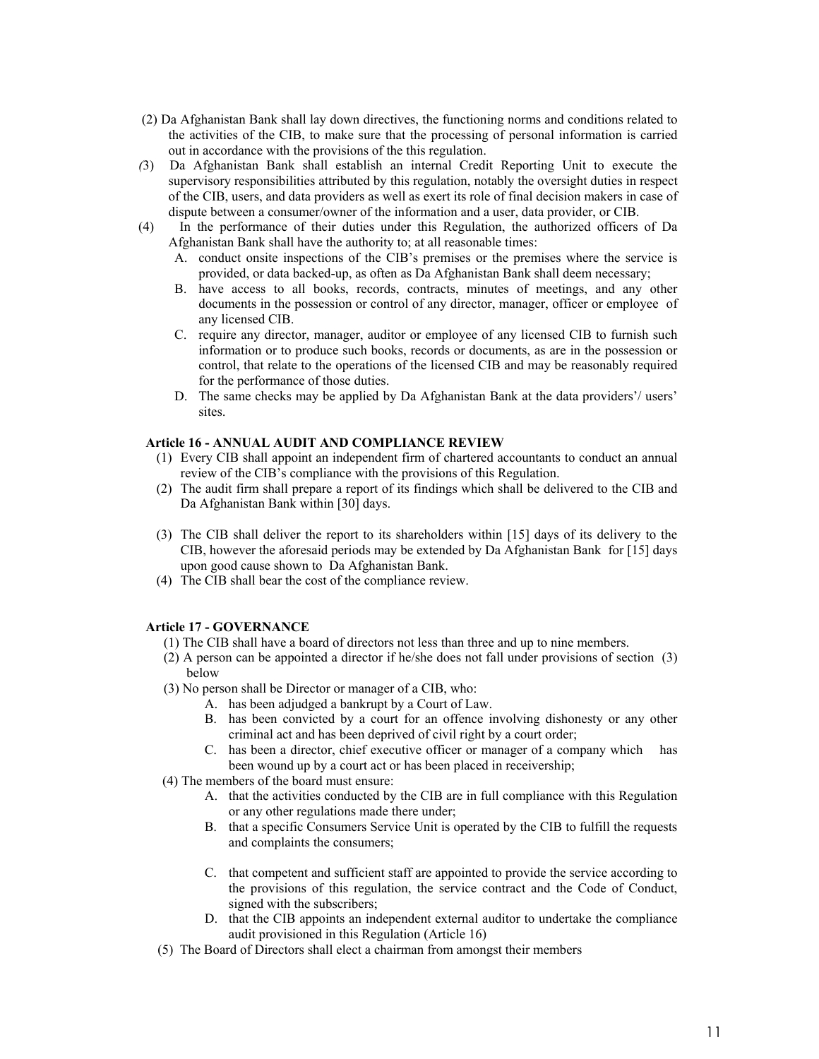(2) Da Afghanistan Bank shall lay down directives, the functioning norms and conditions related to the activities of the CIB, to make sure that the processing of personal information is carried out in accordance with the provisions of the this regulation.

*(*3) Da Afghanistan Bank shall establish an internal Credit Reporting Unit to execute the supervisory responsibilities attributed by this regulation, notably the oversight duties in respect of the CIB, users, and data providers as well as exert its role of final decision makers in case of dispute between a consumer/owner of the information and a user, data provider, or CIB.

(4) In the performance of their duties under this Regulation, the authorized officers of Da Afghanistan Bank shall have the authority to; at all reasonable times:

A. conduct onsite inspections of the CIB's premises or the premises where the service is provided, or data backed-up, as often as Da Afghanistan Bank shall deem necessary;

B. have access to all books, records, contracts, minutes of meetings, and any other documents in the possession or control of any director, manager, officer or employee of any licensed CIB.

C. require any director, manager, auditor or employee of any licensed CIB to furnish such information or to produce such books, records or documents, as are in the possession or control, that relate to the operations of the licensed CIB and may be reasonably required for the performance of those duties.

D. The same checks may be applied by Da Afghanistan Bank at the data providers'/ users' sites.

**Article 16 - ANNUAL AUDIT AND COMPLIANCE REVIEW**

(1) Every CIB shall appoint an independent firm of chartered accountants to conduct an annual review of the CIB's compliance with the provisions of this Regulation.

(2) The audit firm shall prepare a report of its findings which shall be delivered to the CIB and Da Afghanistan Bank within [30] days.

(3) The CIB shall deliver the report to its shareholders within [15] days of its delivery to the CIB, however the aforesaid periods may be extended by Da Afghanistan Bank for [15] days upon good cause shown to Da Afghanistan Bank.

(4) The CIB shall bear the cost of the compliance review.

**Article 17 - GOVERNANCE**

(1) The CIB shall have a board of directors not less than three and up to nine members.

(2) A person can be appointed a director if he/she does not fall under provisions of section (3) below

(3) No person shall be Director or manager of a CIB, who:

A. has been adjudged a bankrupt by a Court of Law.

B. has been convicted by a court for an offence involving dishonesty or any other criminal act and has been deprived of civil right by a court order;

C. has been a director, chief executive officer or manager of a company which has been wound up by a court act or has been placed in receivership;

(4) The members of the board must ensure:

A. that the activities conducted by the CIB are in full compliance with this Regulation or any other regulations made there under;

B. that a specific Consumers Service Unit is operated by the CIB to fulfill the requests and complaints the consumers;

C. that competent and sufficient staff are appointed to provide the service according to the provisions of this regulation, the service contract and the Code of Conduct, signed with the subscribers;

D. that the CIB appoints an independent external auditor to undertake the compliance audit provisioned in this Regulation (Article 16)

(5) The Board of Directors shall elect a chairman from amongst their members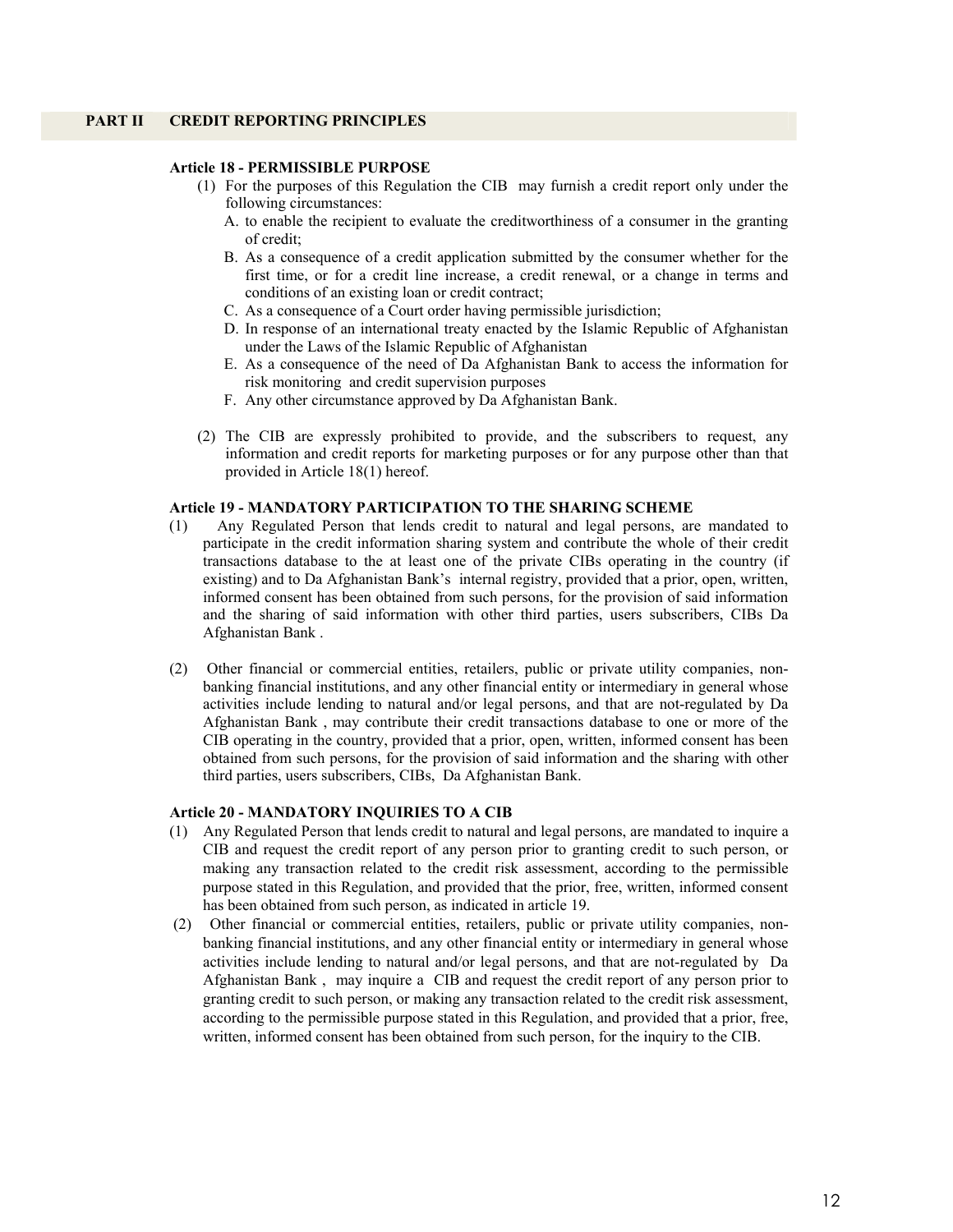## PART II CREDIT REPORTING PRINCIPLES

### Article 18 - PERMISSIBLE PURPOSE

(1) For the purposes of this Regulation the CIB may furnish a credit report only under the following circumstances:

A. to enable the recipient to evaluate the creditworthiness of a consumer in the granting of credit;

B. As a consequence of a credit application submitted by the consumer whether for the first time, or for a credit line increase, a credit renewal, or a change in terms and conditions of an existing loan or credit contract;

C. As a consequence of a Court order having permissible jurisdiction;

D. In response of an international treaty enacted by the Islamic Republic of Afghanistan under the Laws of the Islamic Republic of Afghanistan

E. As a consequence of the need of Da Afghanistan Bank to access the information for risk monitoring and credit supervision purposes

F. Any other circumstance approved by Da Afghanistan Bank.

(2) The CIB are expressly prohibited to provide, and the subscribers to request, any information and credit reports for marketing purposes or for any purpose other than that provided in Article 18(1) hereof.

### Article 19 - MANDATORY PARTICIPATION TO THE SHARING SCHEME

(1) Any Regulated Person that lends credit to natural and legal persons, are mandated to participate in the credit information sharing system and contribute the whole of their credit transactions database to the at least one of the private CIBs operating in the country (if existing) and to Da Afghanistan Bank's internal registry, provided that a prior, open, written, informed consent has been obtained from such persons, for the provision of said information and the sharing of said information with other third parties, users subscribers, CIBs Da Afghanistan Bank .

(2) Other financial or commercial entities, retailers, public or private utility companies, non-banking financial institutions, and any other financial entity or intermediary in general whose activities include lending to natural and/or legal persons, and that are not-regulated by Da Afghanistan Bank , may contribute their credit transactions database to one or more of the CIB operating in the country, provided that a prior, open, written, informed consent has been obtained from such persons, for the provision of said information and the sharing with other third parties, users subscribers, CIBs, Da Afghanistan Bank.

### Article 20 - MANDATORY INQUIRIES TO A CIB

(1) Any Regulated Person that lends credit to natural and legal persons, are mandated to inquire a CIB and request the credit report of any person prior to granting credit to such person, or making any transaction related to the credit risk assessment, according to the permissible purpose stated in this Regulation, and provided that the prior, free, written, informed consent has been obtained from such person, as indicated in article 19.

(2) Other financial or commercial entities, retailers, public or private utility companies, non-banking financial institutions, and any other financial entity or intermediary in general whose activities include lending to natural and/or legal persons, and that are not-regulated by Da Afghanistan Bank , may inquire a CIB and request the credit report of any person prior to granting credit to such person, or making any transaction related to the credit risk assessment, according to the permissible purpose stated in this Regulation, and provided that a prior, free, written, informed consent has been obtained from such person, for the inquiry to the CIB.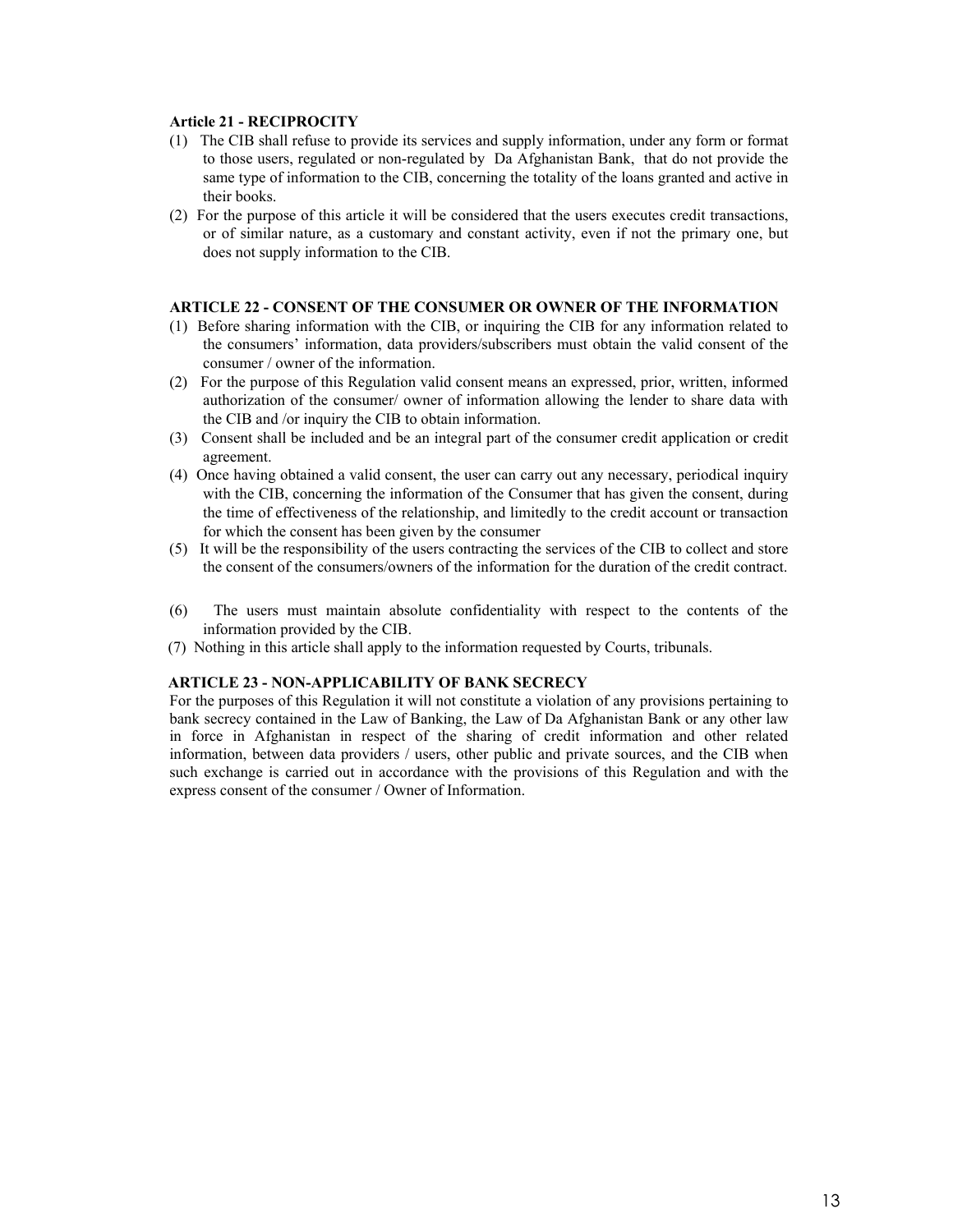**Article 21 - RECIPROCITY**

(1) The CIB shall refuse to provide its services and supply information, under any form or format to those users, regulated or non-regulated by Da Afghanistan Bank, that do not provide the same type of information to the CIB, concerning the totality of the loans granted and active in their books.

(2) For the purpose of this article it will be considered that the users executes credit transactions, or of similar nature, as a customary and constant activity, even if not the primary one, but does not supply information to the CIB.

**ARTICLE 22 - CONSENT OF THE CONSUMER OR OWNER OF THE INFORMATION**

(1) Before sharing information with the CIB, or inquiring the CIB for any information related to the consumers' information, data providers/subscribers must obtain the valid consent of the consumer / owner of the information.

(2) For the purpose of this Regulation valid consent means an expressed, prior, written, informed authorization of the consumer/ owner of information allowing the lender to share data with the CIB and /or inquiry the CIB to obtain information.

(3) Consent shall be included and be an integral part of the consumer credit application or credit agreement.

(4) Once having obtained a valid consent, the user can carry out any necessary, periodical inquiry with the CIB, concerning the information of the Consumer that has given the consent, during the time of effectiveness of the relationship, and limitedly to the credit account or transaction for which the consent has been given by the consumer

(5) It will be the responsibility of the users contracting the services of the CIB to collect and store the consent of the consumers/owners of the information for the duration of the credit contract.

(6) The users must maintain absolute confidentiality with respect to the contents of the information provided by the CIB.

(7) Nothing in this article shall apply to the information requested by Courts, tribunals.

**ARTICLE 23 - NON-APPLICABILITY OF BANK SECRECY**

For the purposes of this Regulation it will not constitute a violation of any provisions pertaining to bank secrecy contained in the Law of Banking, the Law of Da Afghanistan Bank or any other law in force in Afghanistan in respect of the sharing of credit information and other related information, between data providers / users, other public and private sources, and the CIB when such exchange is carried out in accordance with the provisions of this Regulation and with the express consent of the consumer / Owner of Information.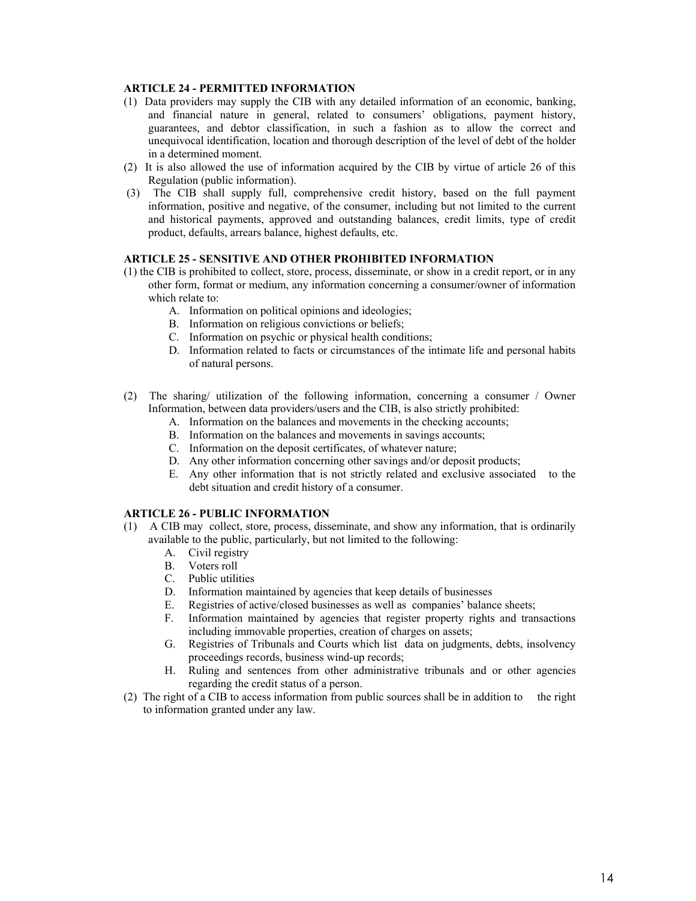**ARTICLE 24 - PERMITTED INFORMATION**

(1) Data providers may supply the CIB with any detailed information of an economic, banking, and financial nature in general, related to consumers' obligations, payment history, guarantees, and debtor classification, in such a fashion as to allow the correct and unequivocal identification, location and thorough description of the level of debt of the holder in a determined moment.

(2) It is also allowed the use of information acquired by the CIB by virtue of article 26 of this Regulation (public information).

(3) The CIB shall supply full, comprehensive credit history, based on the full payment information, positive and negative, of the consumer, including but not limited to the current and historical payments, approved and outstanding balances, credit limits, type of credit product, defaults, arrears balance, highest defaults, etc.

**ARTICLE 25 - SENSITIVE AND OTHER PROHIBITED INFORMATION**

(1) the CIB is prohibited to collect, store, process, disseminate, or show in a credit report, or in any other form, format or medium, any information concerning a consumer/owner of information which relate to:

A. Information on political opinions and ideologies;
B. Information on religious convictions or beliefs;
C. Information on psychic or physical health conditions;
D. Information related to facts or circumstances of the intimate life and personal habits of natural persons.

(2) The sharing/ utilization of the following information, concerning a consumer / Owner Information, between data providers/users and the CIB, is also strictly prohibited:

A. Information on the balances and movements in the checking accounts;
B. Information on the balances and movements in savings accounts;
C. Information on the deposit certificates, of whatever nature;
D. Any other information concerning other savings and/or deposit products;
E. Any other information that is not strictly related and exclusive associated to the debt situation and credit history of a consumer.

**ARTICLE 26 - PUBLIC INFORMATION**

(1) A CIB may collect, store, process, disseminate, and show any information, that is ordinarily available to the public, particularly, but not limited to the following:

A. Civil registry
B. Voters roll
C. Public utilities
D. Information maintained by agencies that keep details of businesses
E. Registries of active/closed businesses as well as companies' balance sheets;
F. Information maintained by agencies that register property rights and transactions including immovable properties, creation of charges on assets;
G. Registries of Tribunals and Courts which list data on judgments, debts, insolvency proceedings records, business wind-up records;
H. Ruling and sentences from other administrative tribunals and or other agencies regarding the credit status of a person.

(2) The right of a CIB to access information from public sources shall be in addition to the right to information granted under any law.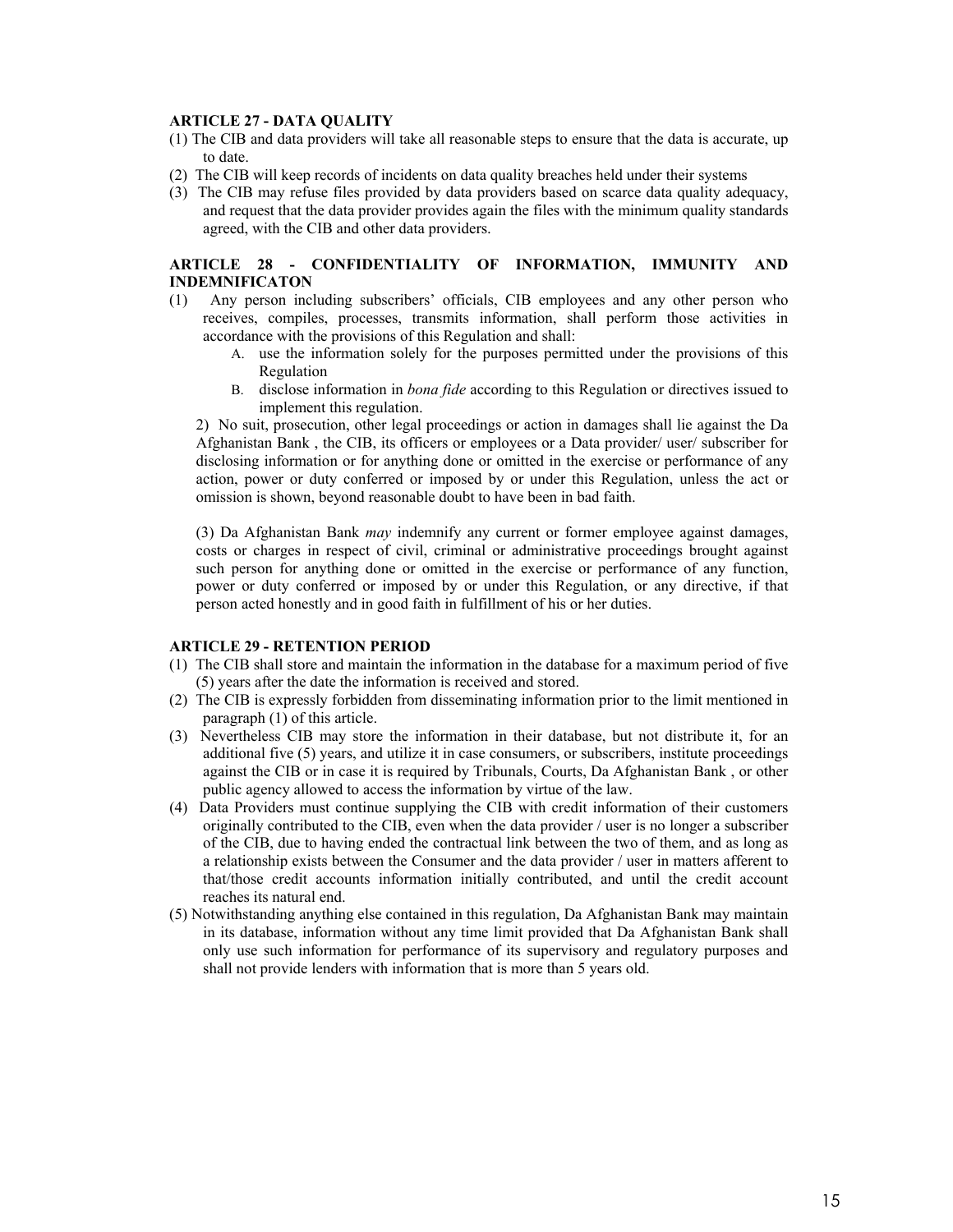**ARTICLE 27 - DATA QUALITY**

(1) The CIB and data providers will take all reasonable steps to ensure that the data is accurate, up to date.

(2) The CIB will keep records of incidents on data quality breaches held under their systems

(3) The CIB may refuse files provided by data providers based on scarce data quality adequacy, and request that the data provider provides again the files with the minimum quality standards agreed, with the CIB and other data providers.

**ARTICLE 28 - CONFIDENTIALITY OF INFORMATION, IMMUNITY AND INDEMNIFICATON**

(1) Any person including subscribers' officials, CIB employees and any other person who receives, compiles, processes, transmits information, shall perform those activities in accordance with the provisions of this Regulation and shall:

A. use the information solely for the purposes permitted under the provisions of this Regulation

B. disclose information in *bona fide* according to this Regulation or directives issued to implement this regulation.

2) No suit, prosecution, other legal proceedings or action in damages shall lie against the Da Afghanistan Bank , the CIB, its officers or employees or a Data provider/ user/ subscriber for disclosing information or for anything done or omitted in the exercise or performance of any action, power or duty conferred or imposed by or under this Regulation, unless the act or omission is shown, beyond reasonable doubt to have been in bad faith.

(3) Da Afghanistan Bank *may* indemnify any current or former employee against damages, costs or charges in respect of civil, criminal or administrative proceedings brought against such person for anything done or omitted in the exercise or performance of any function, power or duty conferred or imposed by or under this Regulation, or any directive, if that person acted honestly and in good faith in fulfillment of his or her duties.

**ARTICLE 29 - RETENTION PERIOD**

(1) The CIB shall store and maintain the information in the database for a maximum period of five (5) years after the date the information is received and stored.

(2) The CIB is expressly forbidden from disseminating information prior to the limit mentioned in paragraph (1) of this article.

(3) Nevertheless CIB may store the information in their database, but not distribute it, for an additional five (5) years, and utilize it in case consumers, or subscribers, institute proceedings against the CIB or in case it is required by Tribunals, Courts, Da Afghanistan Bank , or other public agency allowed to access the information by virtue of the law.

(4) Data Providers must continue supplying the CIB with credit information of their customers originally contributed to the CIB, even when the data provider / user is no longer a subscriber of the CIB, due to having ended the contractual link between the two of them, and as long as a relationship exists between the Consumer and the data provider / user in matters afferent to that/those credit accounts information initially contributed, and until the credit account reaches its natural end.

(5) Notwithstanding anything else contained in this regulation, Da Afghanistan Bank may maintain in its database, information without any time limit provided that Da Afghanistan Bank shall only use such information for performance of its supervisory and regulatory purposes and shall not provide lenders with information that is more than 5 years old.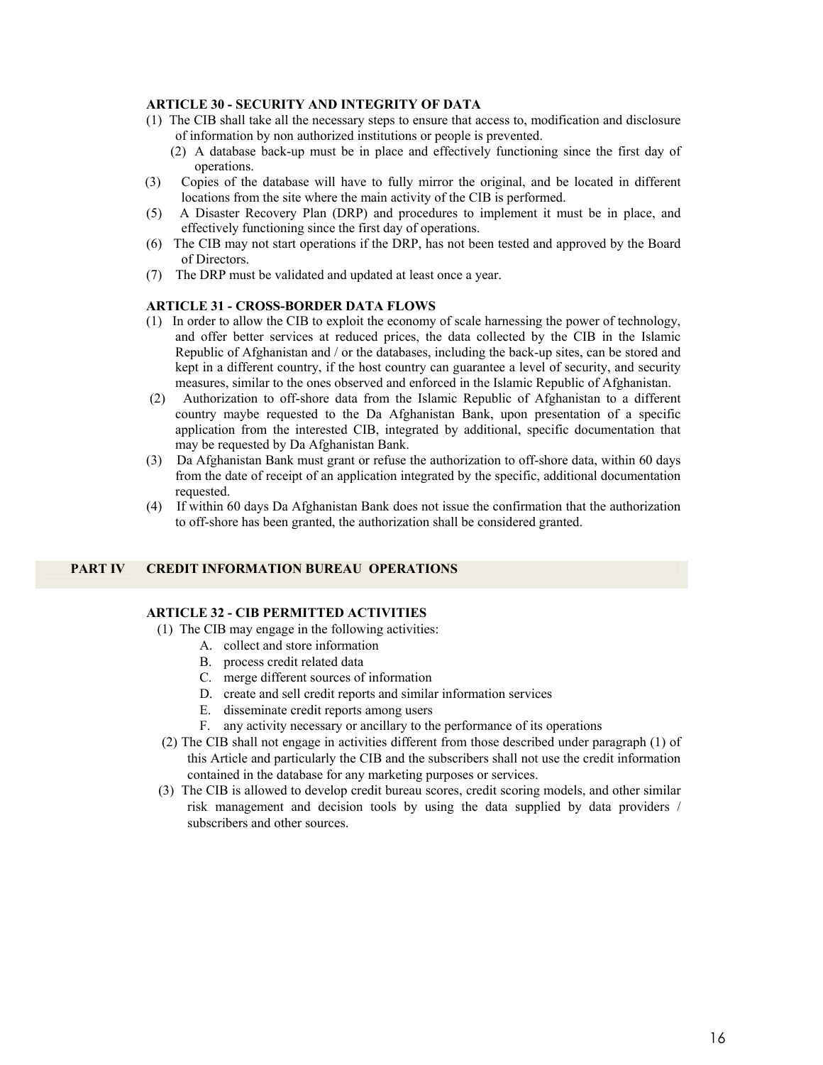### ARTICLE 30 - SECURITY AND INTEGRITY OF DATA

(1) The CIB shall take all the necessary steps to ensure that access to, modification and disclosure of information by non authorized institutions or people is prevented.

(2) A database back-up must be in place and effectively functioning since the first day of operations.

(3) Copies of the database will have to fully mirror the original, and be located in different locations from the site where the main activity of the CIB is performed.

(5) A Disaster Recovery Plan (DRP) and procedures to implement it must be in place, and effectively functioning since the first day of operations.

(6) The CIB may not start operations if the DRP, has not been tested and approved by the Board of Directors.

(7) The DRP must be validated and updated at least once a year.

### ARTICLE 31 - CROSS-BORDER DATA FLOWS

(1) In order to allow the CIB to exploit the economy of scale harnessing the power of technology, and offer better services at reduced prices, the data collected by the CIB in the Islamic Republic of Afghanistan and / or the databases, including the back-up sites, can be stored and kept in a different country, if the host country can guarantee a level of security, and security measures, similar to the ones observed and enforced in the Islamic Republic of Afghanistan.

(2) Authorization to off-shore data from the Islamic Republic of Afghanistan to a different country maybe requested to the Da Afghanistan Bank, upon presentation of a specific application from the interested CIB, integrated by additional, specific documentation that may be requested by Da Afghanistan Bank.

(3) Da Afghanistan Bank must grant or refuse the authorization to off-shore data, within 60 days from the date of receipt of an application integrated by the specific, additional documentation requested.

(4) If within 60 days Da Afghanistan Bank does not issue the confirmation that the authorization to off-shore has been granted, the authorization shall be considered granted.

## PART IV CREDIT INFORMATION BUREAU OPERATIONS

### ARTICLE 32 - CIB PERMITTED ACTIVITIES

(1) The CIB may engage in the following activities:

A. collect and store information
B. process credit related data
C. merge different sources of information
D. create and sell credit reports and similar information services
E. disseminate credit reports among users
F. any activity necessary or ancillary to the performance of its operations

(2) The CIB shall not engage in activities different from those described under paragraph (1) of this Article and particularly the CIB and the subscribers shall not use the credit information contained in the database for any marketing purposes or services.

(3) The CIB is allowed to develop credit bureau scores, credit scoring models, and other similar risk management and decision tools by using the data supplied by data providers / subscribers and other sources.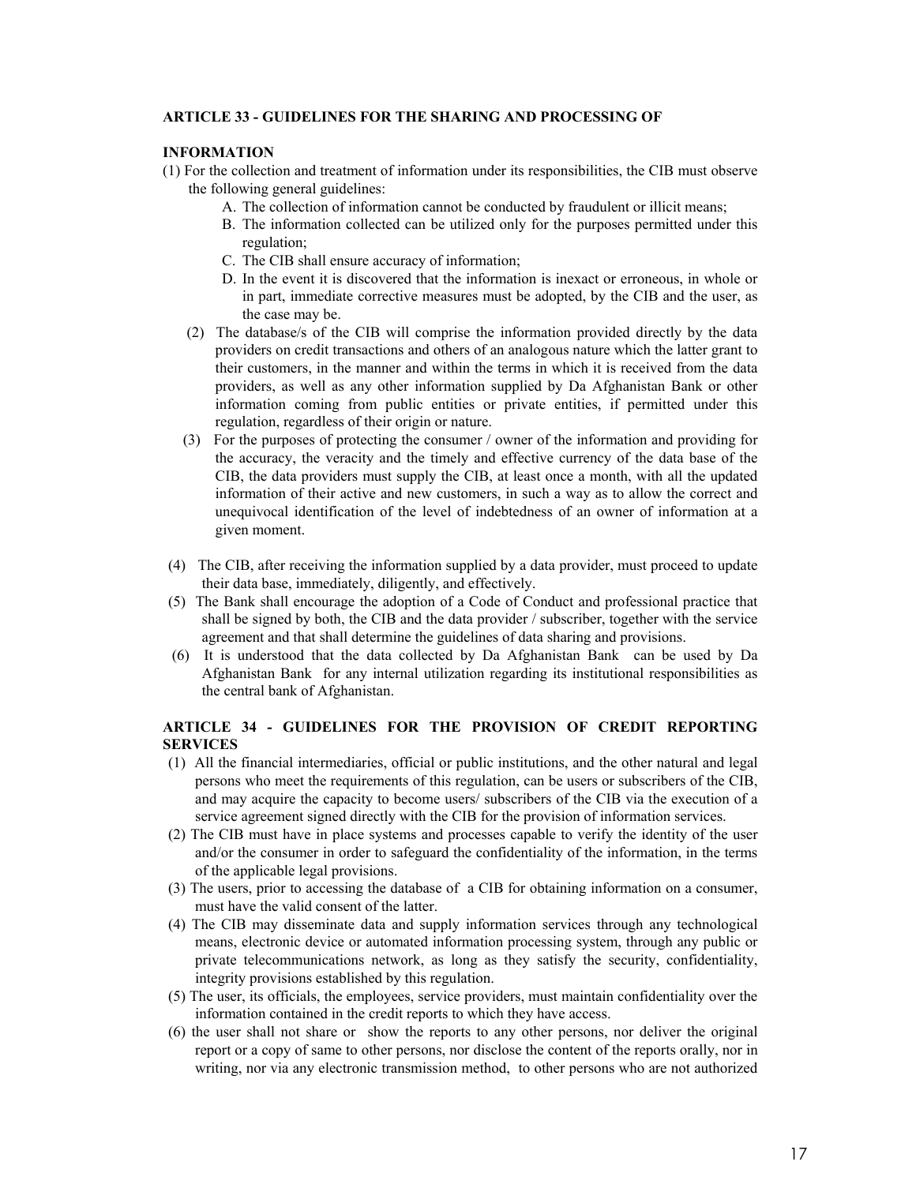**ARTICLE 33 - GUIDELINES FOR THE SHARING AND PROCESSING OF**

**INFORMATION**

(1) For the collection and treatment of information under its responsibilities, the CIB must observe the following general guidelines:

A. The collection of information cannot be conducted by fraudulent or illicit means;

B. The information collected can be utilized only for the purposes permitted under this regulation;

C. The CIB shall ensure accuracy of information;

D. In the event it is discovered that the information is inexact or erroneous, in whole or in part, immediate corrective measures must be adopted, by the CIB and the user, as the case may be.

(2) The database/s of the CIB will comprise the information provided directly by the data providers on credit transactions and others of an analogous nature which the latter grant to their customers, in the manner and within the terms in which it is received from the data providers, as well as any other information supplied by Da Afghanistan Bank or other information coming from public entities or private entities, if permitted under this regulation, regardless of their origin or nature.

(3) For the purposes of protecting the consumer / owner of the information and providing for the accuracy, the veracity and the timely and effective currency of the data base of the CIB, the data providers must supply the CIB, at least once a month, with all the updated information of their active and new customers, in such a way as to allow the correct and unequivocal identification of the level of indebtedness of an owner of information at a given moment.

(4) The CIB, after receiving the information supplied by a data provider, must proceed to update their data base, immediately, diligently, and effectively.

(5) The Bank shall encourage the adoption of a Code of Conduct and professional practice that shall be signed by both, the CIB and the data provider / subscriber, together with the service agreement and that shall determine the guidelines of data sharing and provisions.

(6) It is understood that the data collected by Da Afghanistan Bank can be used by Da Afghanistan Bank for any internal utilization regarding its institutional responsibilities as the central bank of Afghanistan.

**ARTICLE 34 - GUIDELINES FOR THE PROVISION OF CREDIT REPORTING SERVICES**

(1) All the financial intermediaries, official or public institutions, and the other natural and legal persons who meet the requirements of this regulation, can be users or subscribers of the CIB, and may acquire the capacity to become users/ subscribers of the CIB via the execution of a service agreement signed directly with the CIB for the provision of information services.

(2) The CIB must have in place systems and processes capable to verify the identity of the user and/or the consumer in order to safeguard the confidentiality of the information, in the terms of the applicable legal provisions.

(3) The users, prior to accessing the database of a CIB for obtaining information on a consumer, must have the valid consent of the latter.

(4) The CIB may disseminate data and supply information services through any technological means, electronic device or automated information processing system, through any public or private telecommunications network, as long as they satisfy the security, confidentiality, integrity provisions established by this regulation.

(5) The user, its officials, the employees, service providers, must maintain confidentiality over the information contained in the credit reports to which they have access.

(6) the user shall not share or show the reports to any other persons, nor deliver the original report or a copy of same to other persons, nor disclose the content of the reports orally, nor in writing, nor via any electronic transmission method, to other persons who are not authorized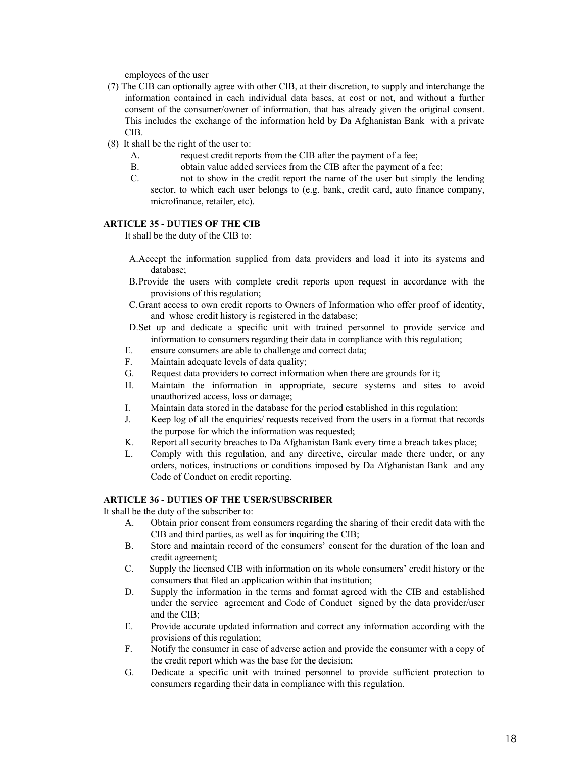employees of the user

(7) The CIB can optionally agree with other CIB, at their discretion, to supply and interchange the information contained in each individual data bases, at cost or not, and without a further consent of the consumer/owner of information, that has already given the original consent. This includes the exchange of the information held by Da Afghanistan Bank with a private CIB.

(8) It shall be the right of the user to:

A. request credit reports from the CIB after the payment of a fee;

B. obtain value added services from the CIB after the payment of a fee;

C. not to show in the credit report the name of the user but simply the lending sector, to which each user belongs to (e.g. bank, credit card, auto finance company, microfinance, retailer, etc).

**ARTICLE 35 - DUTIES OF THE CIB**

It shall be the duty of the CIB to:

A. Accept the information supplied from data providers and load it into its systems and database;

B. Provide the users with complete credit reports upon request in accordance with the provisions of this regulation;

C. Grant access to own credit reports to Owners of Information who offer proof of identity, and whose credit history is registered in the database;

D. Set up and dedicate a specific unit with trained personnel to provide service and information to consumers regarding their data in compliance with this regulation;

E. ensure consumers are able to challenge and correct data;

F. Maintain adequate levels of data quality;

G. Request data providers to correct information when there are grounds for it;

H. Maintain the information in appropriate, secure systems and sites to avoid unauthorized access, loss or damage;

I. Maintain data stored in the database for the period established in this regulation;

J. Keep log of all the enquiries/ requests received from the users in a format that records the purpose for which the information was requested;

K. Report all security breaches to Da Afghanistan Bank every time a breach takes place;

L. Comply with this regulation, and any directive, circular made there under, or any orders, notices, instructions or conditions imposed by Da Afghanistan Bank and any Code of Conduct on credit reporting.

**ARTICLE 36 - DUTIES OF THE USER/SUBSCRIBER**

It shall be the duty of the subscriber to:

A. Obtain prior consent from consumers regarding the sharing of their credit data with the CIB and third parties, as well as for inquiring the CIB;

B. Store and maintain record of the consumers' consent for the duration of the loan and credit agreement;

C. Supply the licensed CIB with information on its whole consumers' credit history or the consumers that filed an application within that institution;

D. Supply the information in the terms and format agreed with the CIB and established under the service agreement and Code of Conduct signed by the data provider/user and the CIB;

E. Provide accurate updated information and correct any information according with the provisions of this regulation;

F. Notify the consumer in case of adverse action and provide the consumer with a copy of the credit report which was the base for the decision;

G. Dedicate a specific unit with trained personnel to provide sufficient protection to consumers regarding their data in compliance with this regulation.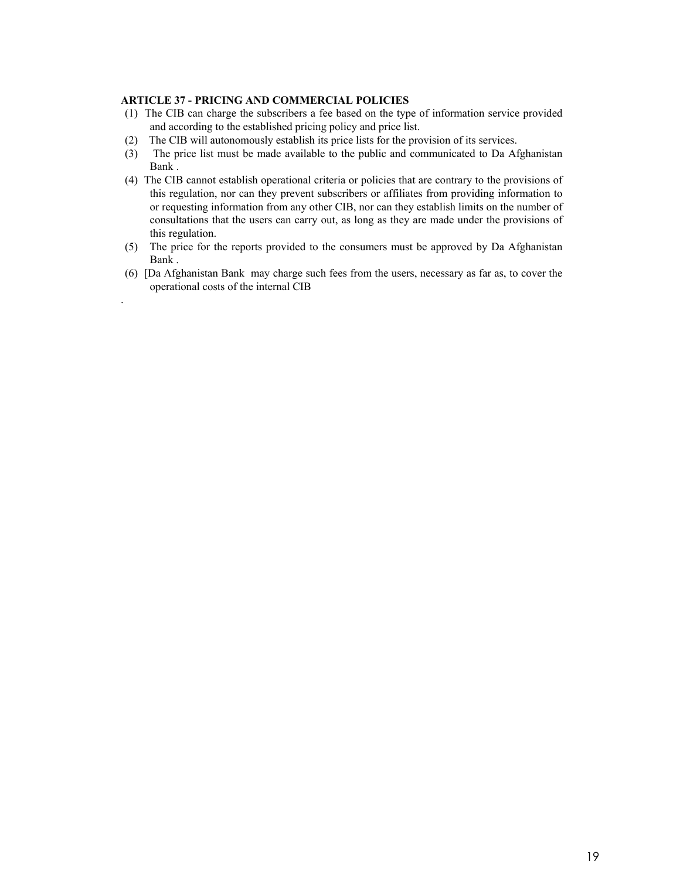**ARTICLE 37 - PRICING AND COMMERCIAL POLICIES**

(1) The CIB can charge the subscribers a fee based on the type of information service provided and according to the established pricing policy and price list.

(2) The CIB will autonomously establish its price lists for the provision of its services.

(3) The price list must be made available to the public and communicated to Da Afghanistan Bank .

(4) The CIB cannot establish operational criteria or policies that are contrary to the provisions of this regulation, nor can they prevent subscribers or affiliates from providing information to or requesting information from any other CIB, nor can they establish limits on the number of consultations that the users can carry out, as long as they are made under the provisions of this regulation.

(5) The price for the reports provided to the consumers must be approved by Da Afghanistan Bank .

(6) [Da Afghanistan Bank may charge such fees from the users, necessary as far as, to cover the operational costs of the internal CIB

.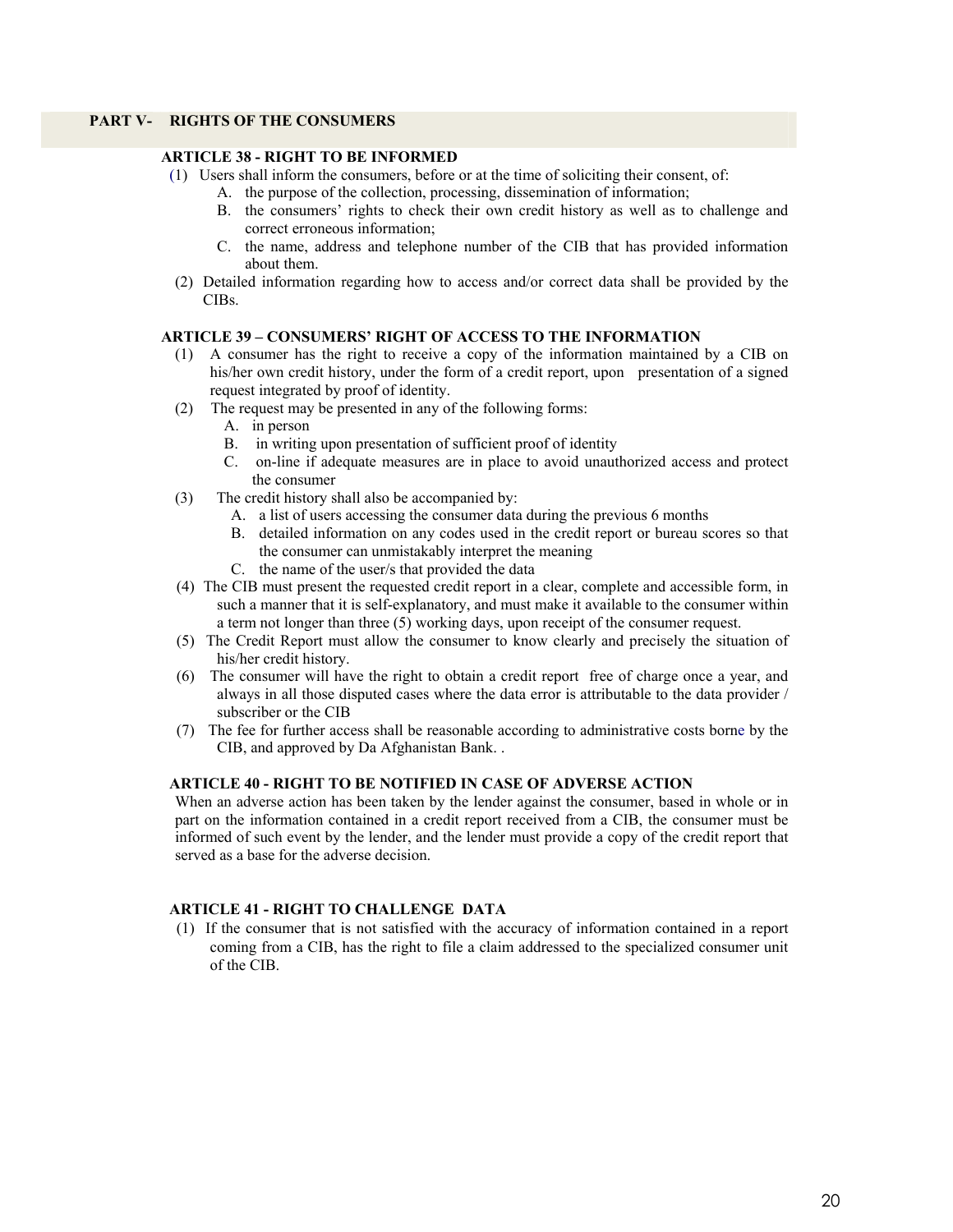## PART V- RIGHTS OF THE CONSUMERS

### ARTICLE 38 - RIGHT TO BE INFORMED

(1) Users shall inform the consumers, before or at the time of soliciting their consent, of:

A. the purpose of the collection, processing, dissemination of information;

B. the consumers' rights to check their own credit history as well as to challenge and correct erroneous information;

C. the name, address and telephone number of the CIB that has provided information about them.

(2) Detailed information regarding how to access and/or correct data shall be provided by the CIBs.

### ARTICLE 39 – CONSUMERS' RIGHT OF ACCESS TO THE INFORMATION

(1) A consumer has the right to receive a copy of the information maintained by a CIB on his/her own credit history, under the form of a credit report, upon presentation of a signed request integrated by proof of identity.

(2) The request may be presented in any of the following forms:

A. in person

B. in writing upon presentation of sufficient proof of identity

C. on-line if adequate measures are in place to avoid unauthorized access and protect the consumer

(3) The credit history shall also be accompanied by:

A. a list of users accessing the consumer data during the previous 6 months

B. detailed information on any codes used in the credit report or bureau scores so that the consumer can unmistakably interpret the meaning

C. the name of the user/s that provided the data

(4) The CIB must present the requested credit report in a clear, complete and accessible form, in such a manner that it is self-explanatory, and must make it available to the consumer within a term not longer than three (5) working days, upon receipt of the consumer request.

(5) The Credit Report must allow the consumer to know clearly and precisely the situation of his/her credit history.

(6) The consumer will have the right to obtain a credit report free of charge once a year, and always in all those disputed cases where the data error is attributable to the data provider / subscriber or the CIB

(7) The fee for further access shall be reasonable according to administrative costs borne by the CIB, and approved by Da Afghanistan Bank. .

### ARTICLE 40 - RIGHT TO BE NOTIFIED IN CASE OF ADVERSE ACTION

When an adverse action has been taken by the lender against the consumer, based in whole or in part on the information contained in a credit report received from a CIB, the consumer must be informed of such event by the lender, and the lender must provide a copy of the credit report that served as a base for the adverse decision.

### ARTICLE 41 - RIGHT TO CHALLENGE DATA

(1) If the consumer that is not satisfied with the accuracy of information contained in a report coming from a CIB, has the right to file a claim addressed to the specialized consumer unit of the CIB.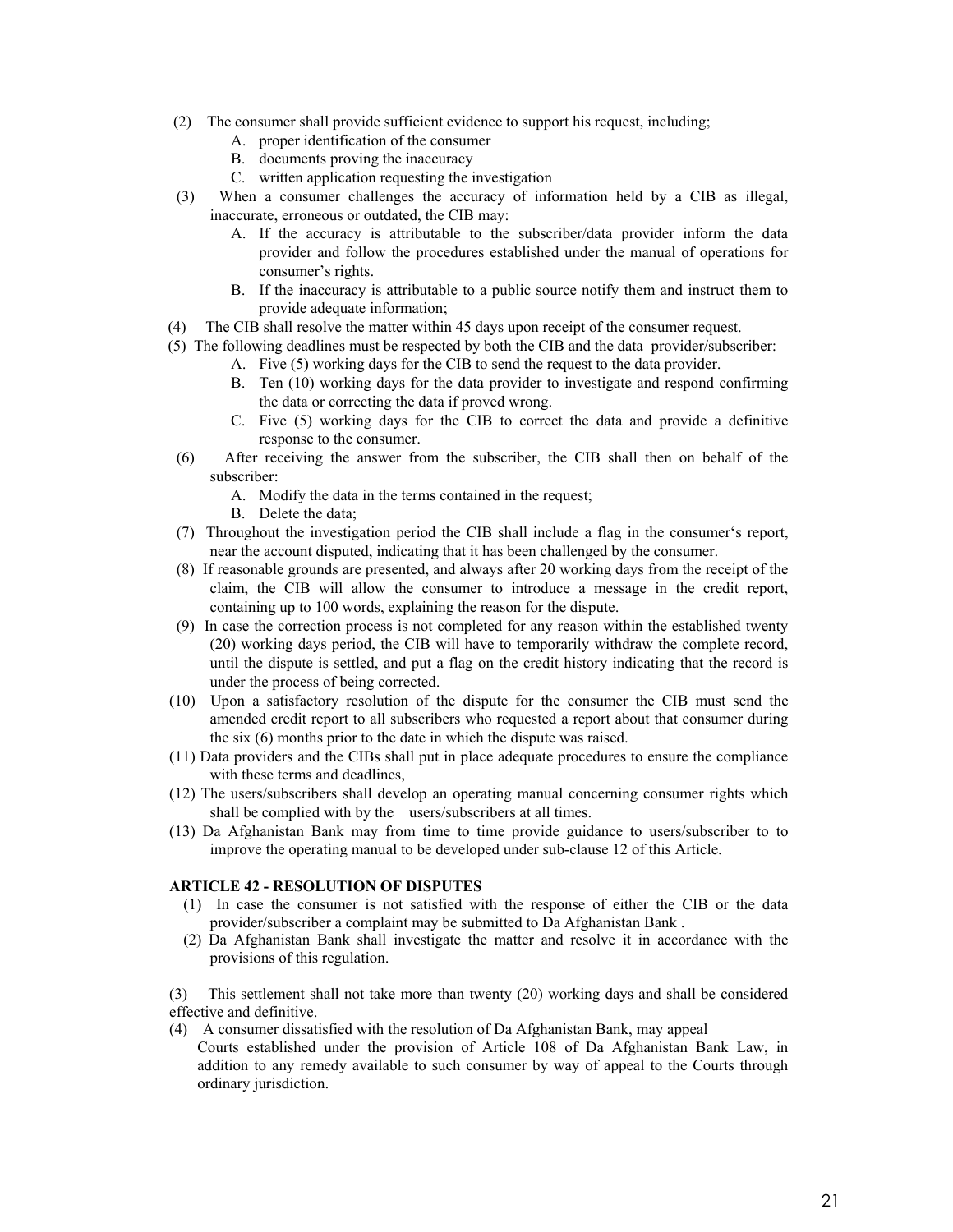(2) The consumer shall provide sufficient evidence to support his request, including;

A. proper identification of the consumer
B. documents proving the inaccuracy
C. written application requesting the investigation

(3) When a consumer challenges the accuracy of information held by a CIB as illegal, inaccurate, erroneous or outdated, the CIB may:

A. If the accuracy is attributable to the subscriber/data provider inform the data provider and follow the procedures established under the manual of operations for consumer's rights.
B. If the inaccuracy is attributable to a public source notify them and instruct them to provide adequate information;

(4) The CIB shall resolve the matter within 45 days upon receipt of the consumer request.

(5) The following deadlines must be respected by both the CIB and the data provider/subscriber:

A. Five (5) working days for the CIB to send the request to the data provider.
B. Ten (10) working days for the data provider to investigate and respond confirming the data or correcting the data if proved wrong.
C. Five (5) working days for the CIB to correct the data and provide a definitive response to the consumer.

(6) After receiving the answer from the subscriber, the CIB shall then on behalf of the subscriber:

A. Modify the data in the terms contained in the request;
B. Delete the data;

(7) Throughout the investigation period the CIB shall include a flag in the consumer's report, near the account disputed, indicating that it has been challenged by the consumer.

(8) If reasonable grounds are presented, and always after 20 working days from the receipt of the claim, the CIB will allow the consumer to introduce a message in the credit report, containing up to 100 words, explaining the reason for the dispute.

(9) In case the correction process is not completed for any reason within the established twenty (20) working days period, the CIB will have to temporarily withdraw the complete record, until the dispute is settled, and put a flag on the credit history indicating that the record is under the process of being corrected.

(10) Upon a satisfactory resolution of the dispute for the consumer the CIB must send the amended credit report to all subscribers who requested a report about that consumer during the six (6) months prior to the date in which the dispute was raised.

(11) Data providers and the CIBs shall put in place adequate procedures to ensure the compliance with these terms and deadlines,

(12) The users/subscribers shall develop an operating manual concerning consumer rights which shall be complied with by the users/subscribers at all times.

(13) Da Afghanistan Bank may from time to time provide guidance to users/subscriber to to improve the operating manual to be developed under sub-clause 12 of this Article.

**ARTICLE 42 - RESOLUTION OF DISPUTES**

(1) In case the consumer is not satisfied with the response of either the CIB or the data provider/subscriber a complaint may be submitted to Da Afghanistan Bank .

(2) Da Afghanistan Bank shall investigate the matter and resolve it in accordance with the provisions of this regulation.

(3) This settlement shall not take more than twenty (20) working days and shall be considered effective and definitive.

(4) A consumer dissatisfied with the resolution of Da Afghanistan Bank, may appeal Courts established under the provision of Article 108 of Da Afghanistan Bank Law, in addition to any remedy available to such consumer by way of appeal to the Courts through ordinary jurisdiction.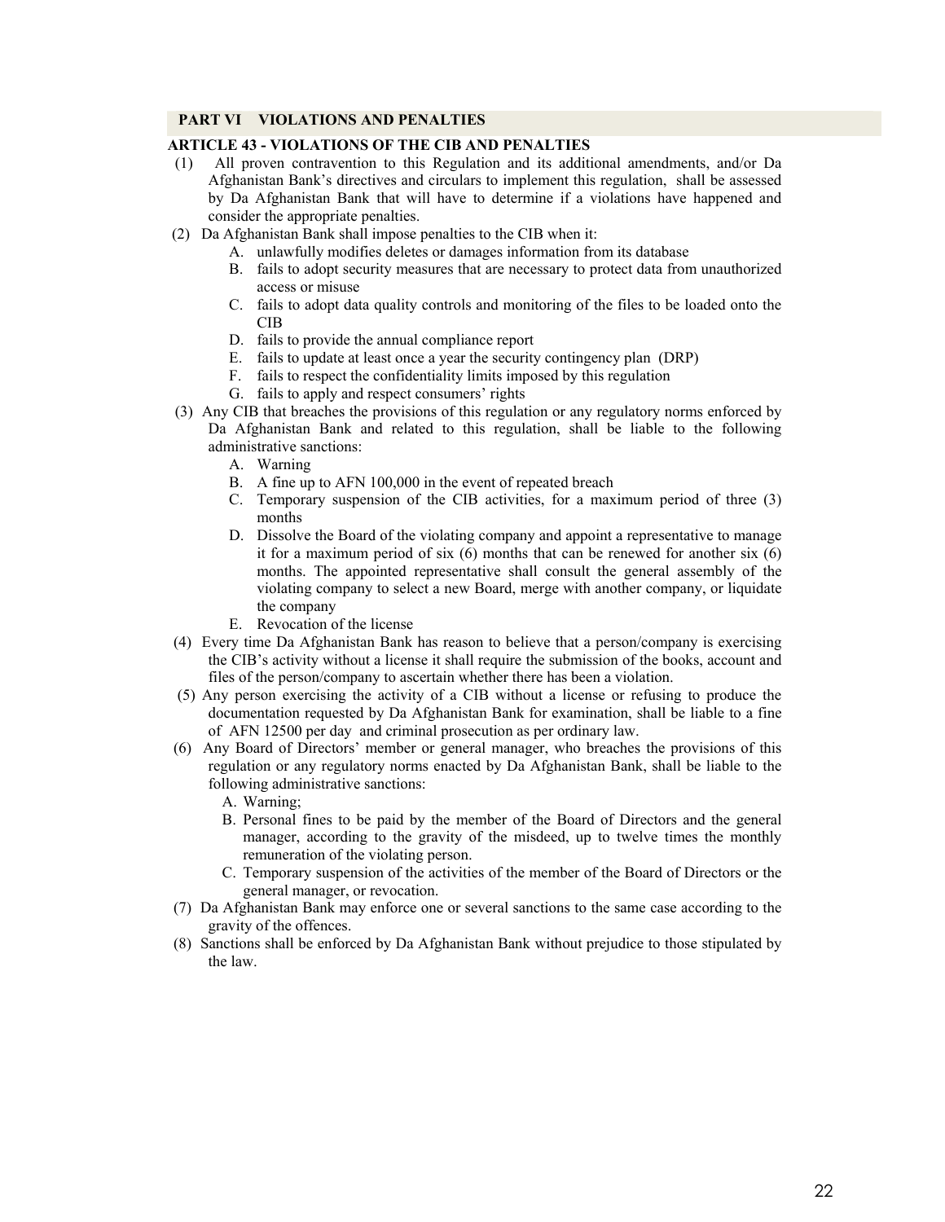## PART VI VIOLATIONS AND PENALTIES

### ARTICLE 43 - VIOLATIONS OF THE CIB AND PENALTIES

(1) All proven contravention to this Regulation and its additional amendments, and/or Da Afghanistan Bank's directives and circulars to implement this regulation, shall be assessed by Da Afghanistan Bank that will have to determine if a violations have happened and consider the appropriate penalties.

(2) Da Afghanistan Bank shall impose penalties to the CIB when it:

A. unlawfully modifies deletes or damages information from its database
B. fails to adopt security measures that are necessary to protect data from unauthorized access or misuse
C. fails to adopt data quality controls and monitoring of the files to be loaded onto the CIB
D. fails to provide the annual compliance report
E. fails to update at least once a year the security contingency plan (DRP)
F. fails to respect the confidentiality limits imposed by this regulation
G. fails to apply and respect consumers' rights

(3) Any CIB that breaches the provisions of this regulation or any regulatory norms enforced by Da Afghanistan Bank and related to this regulation, shall be liable to the following administrative sanctions:

A. Warning
B. A fine up to AFN 100,000 in the event of repeated breach
C. Temporary suspension of the CIB activities, for a maximum period of three (3) months
D. Dissolve the Board of the violating company and appoint a representative to manage it for a maximum period of six (6) months that can be renewed for another six (6) months. The appointed representative shall consult the general assembly of the violating company to select a new Board, merge with another company, or liquidate the company
E. Revocation of the license

(4) Every time Da Afghanistan Bank has reason to believe that a person/company is exercising the CIB's activity without a license it shall require the submission of the books, account and files of the person/company to ascertain whether there has been a violation.

(5) Any person exercising the activity of a CIB without a license or refusing to produce the documentation requested by Da Afghanistan Bank for examination, shall be liable to a fine of AFN 12500 per day and criminal prosecution as per ordinary law.

(6) Any Board of Directors' member or general manager, who breaches the provisions of this regulation or any regulatory norms enacted by Da Afghanistan Bank, shall be liable to the following administrative sanctions:

A. Warning;
B. Personal fines to be paid by the member of the Board of Directors and the general manager, according to the gravity of the misdeed, up to twelve times the monthly remuneration of the violating person.
C. Temporary suspension of the activities of the member of the Board of Directors or the general manager, or revocation.

(7) Da Afghanistan Bank may enforce one or several sanctions to the same case according to the gravity of the offences.

(8) Sanctions shall be enforced by Da Afghanistan Bank without prejudice to those stipulated by the law.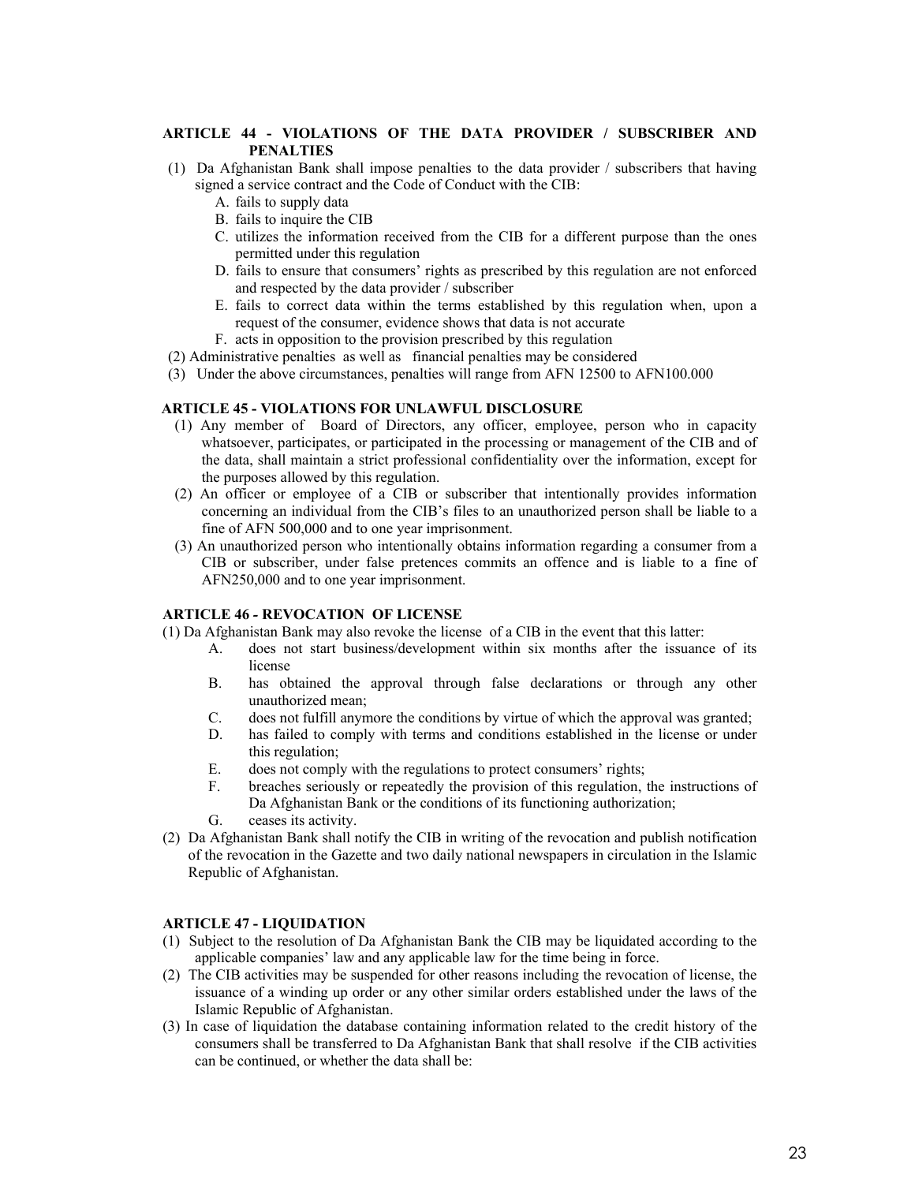### ARTICLE 44 - VIOLATIONS OF THE DATA PROVIDER / SUBSCRIBER AND PENALTIES

(1) Da Afghanistan Bank shall impose penalties to the data provider / subscribers that having signed a service contract and the Code of Conduct with the CIB:

A. fails to supply data
B. fails to inquire the CIB
C. utilizes the information received from the CIB for a different purpose than the ones permitted under this regulation
D. fails to ensure that consumers' rights as prescribed by this regulation are not enforced and respected by the data provider / subscriber
E. fails to correct data within the terms established by this regulation when, upon a request of the consumer, evidence shows that data is not accurate
F. acts in opposition to the provision prescribed by this regulation

(2) Administrative penalties as well as financial penalties may be considered

(3) Under the above circumstances, penalties will range from AFN 12500 to AFN100.000

### ARTICLE 45 - VIOLATIONS FOR UNLAWFUL DISCLOSURE

(1) Any member of Board of Directors, any officer, employee, person who in capacity whatsoever, participates, or participated in the processing or management of the CIB and of the data, shall maintain a strict professional confidentiality over the information, except for the purposes allowed by this regulation.

(2) An officer or employee of a CIB or subscriber that intentionally provides information concerning an individual from the CIB's files to an unauthorized person shall be liable to a fine of AFN 500,000 and to one year imprisonment.

(3) An unauthorized person who intentionally obtains information regarding a consumer from a CIB or subscriber, under false pretences commits an offence and is liable to a fine of AFN250,000 and to one year imprisonment.

### ARTICLE 46 - REVOCATION OF LICENSE

(1) Da Afghanistan Bank may also revoke the license of a CIB in the event that this latter:

A. does not start business/development within six months after the issuance of its license
B. has obtained the approval through false declarations or through any other unauthorized mean;
C. does not fulfill anymore the conditions by virtue of which the approval was granted;
D. has failed to comply with terms and conditions established in the license or under this regulation;
E. does not comply with the regulations to protect consumers' rights;
F. breaches seriously or repeatedly the provision of this regulation, the instructions of Da Afghanistan Bank or the conditions of its functioning authorization;
G. ceases its activity.

(2) Da Afghanistan Bank shall notify the CIB in writing of the revocation and publish notification of the revocation in the Gazette and two daily national newspapers in circulation in the Islamic Republic of Afghanistan.

### ARTICLE 47 - LIQUIDATION

(1) Subject to the resolution of Da Afghanistan Bank the CIB may be liquidated according to the applicable companies' law and any applicable law for the time being in force.

(2) The CIB activities may be suspended for other reasons including the revocation of license, the issuance of a winding up order or any other similar orders established under the laws of the Islamic Republic of Afghanistan.

(3) In case of liquidation the database containing information related to the credit history of the consumers shall be transferred to Da Afghanistan Bank that shall resolve if the CIB activities can be continued, or whether the data shall be: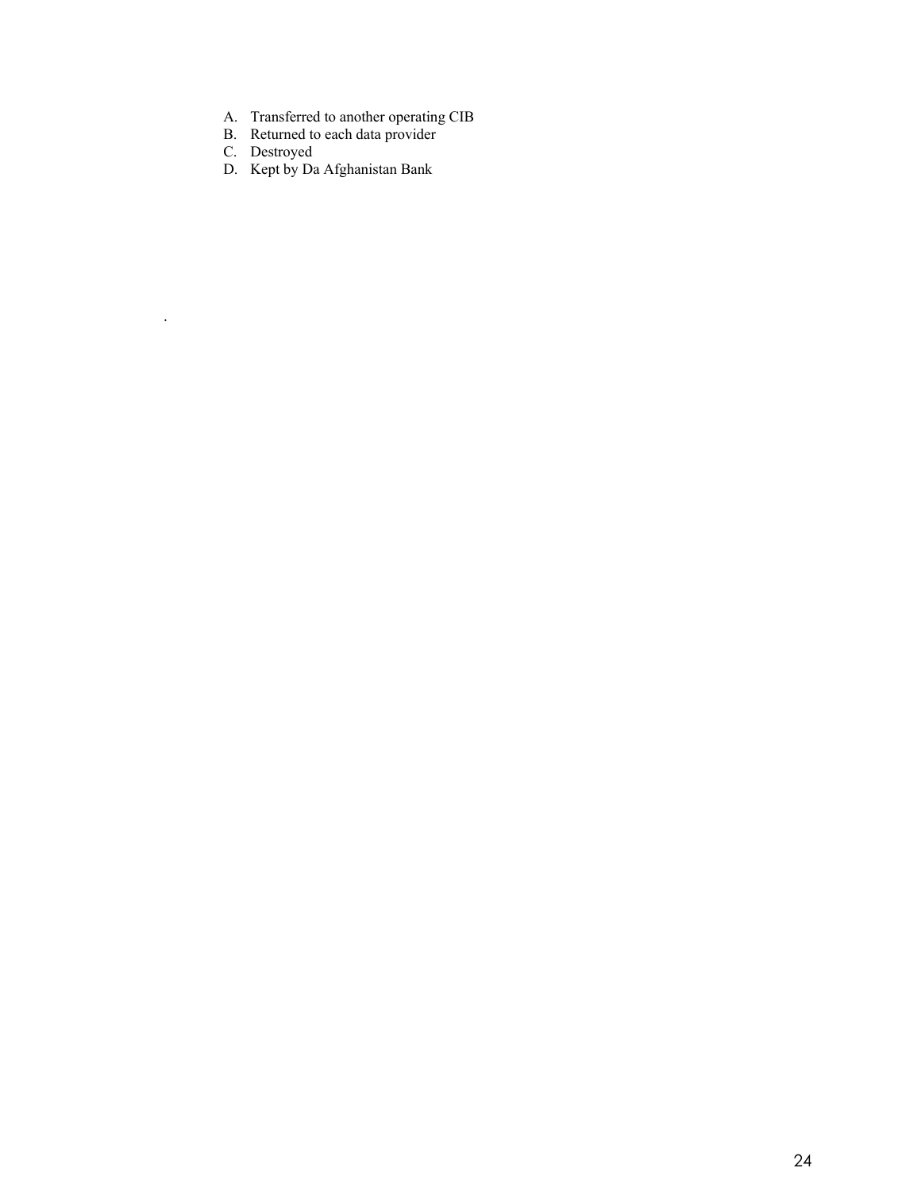A. Transferred to another operating CIB
B. Returned to each data provider
C. Destroyed
D. Kept by Da Afghanistan Bank

.